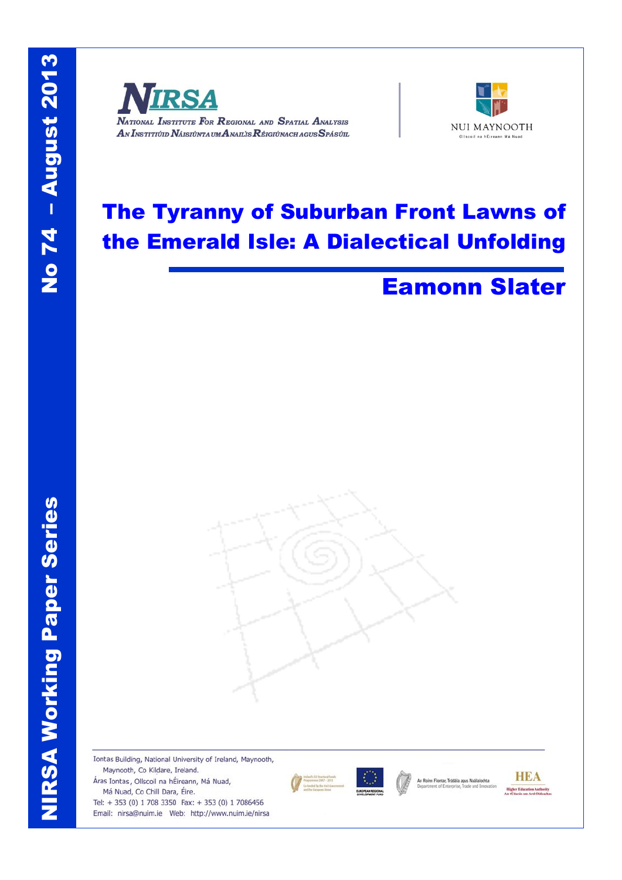NIRSA Working Paper Series

No 74 – August 2013

**NIRSA**

National Institute For Regional and Spatial Analysis

An Institiúid Náisiúnta um Anailís Réigiúnach agus Spásúil

NUI MAYNOOTH

Ollscoil na hÉireann Má Nuad

# The Tyranny of Suburban Front Lawns of the Emerald Isle: A Dialectical Unfolding

## Eamonn Slater

Iontas Building, National University of Ireland, Maynooth, Co Kildare, Ireland.
Áras Iontas, Ollscoil na hÉireann, Má Nuad, Má Nuad, Co Chill Dara, Éire.
Tel: + 353 (0) 1 708 3350 Fax: + 353 (0) 1 7086456
Email: nirsa@nuim.ie Web: http://www.nuim.ie/nirsa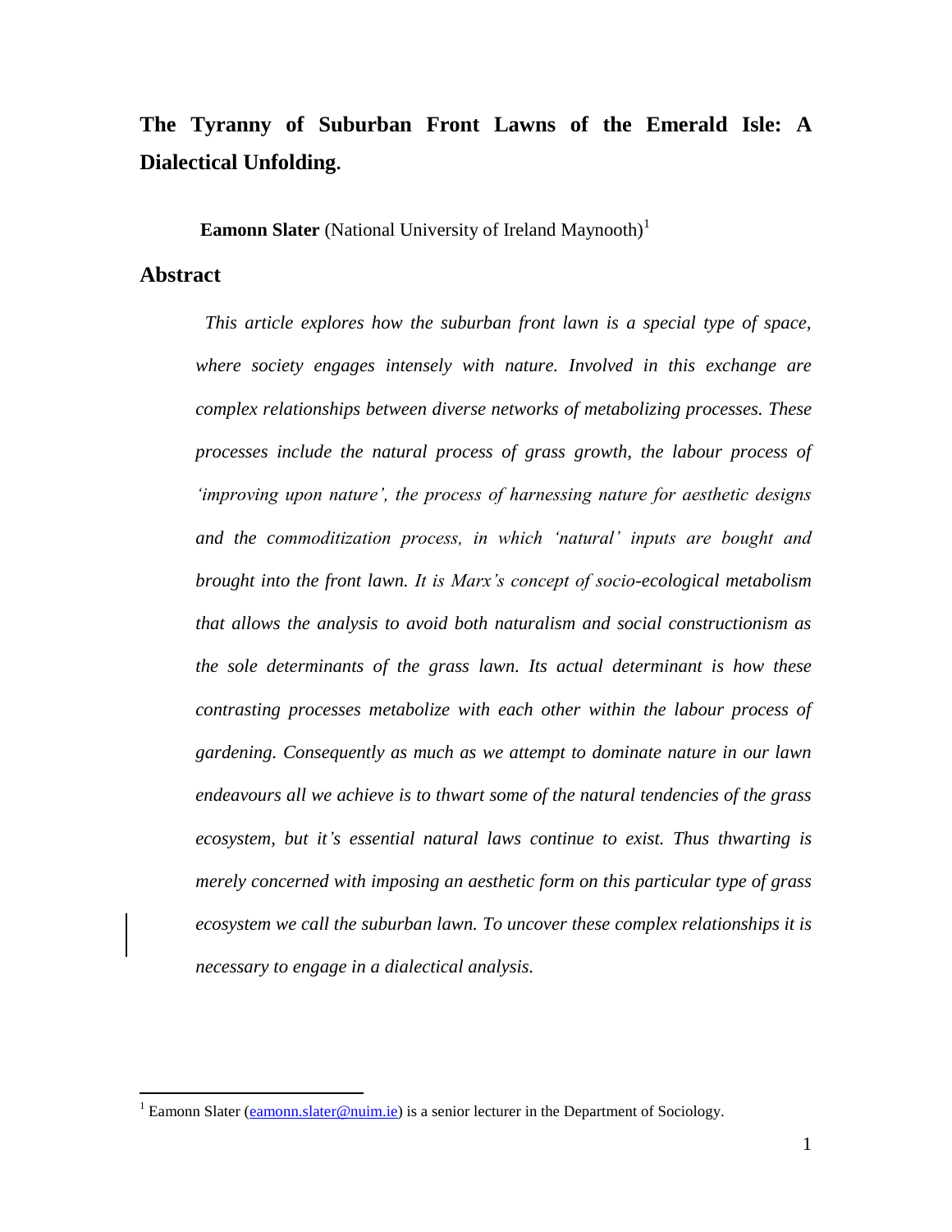# The Tyranny of Suburban Front Lawns of the Emerald Isle: A Dialectical Unfolding.

**Eamonn Slater** (National University of Ireland Maynooth)[1]

## Abstract

*This article explores how the suburban front lawn is a special type of space, where society engages intensely with nature. Involved in this exchange are complex relationships between diverse networks of metabolizing processes. These processes include the natural process of grass growth, the labour process of 'improving upon nature', the process of harnessing nature for aesthetic designs and the commoditization process, in which 'natural' inputs are bought and brought into the front lawn. It is Marx's concept of socio-ecological metabolism that allows the analysis to avoid both naturalism and social constructionism as the sole determinants of the grass lawn. Its actual determinant is how these contrasting processes metabolize with each other within the labour process of gardening. Consequently as much as we attempt to dominate nature in our lawn endeavours all we achieve is to thwart some of the natural tendencies of the grass ecosystem, but it's essential natural laws continue to exist. Thus thwarting is merely concerned with imposing an aesthetic form on this particular type of grass ecosystem we call the suburban lawn. To uncover these complex relationships it is necessary to engage in a dialectical analysis.*

[1] Eamonn Slater (eamonn.slater@nuim.ie) is a senior lecturer in the Department of Sociology.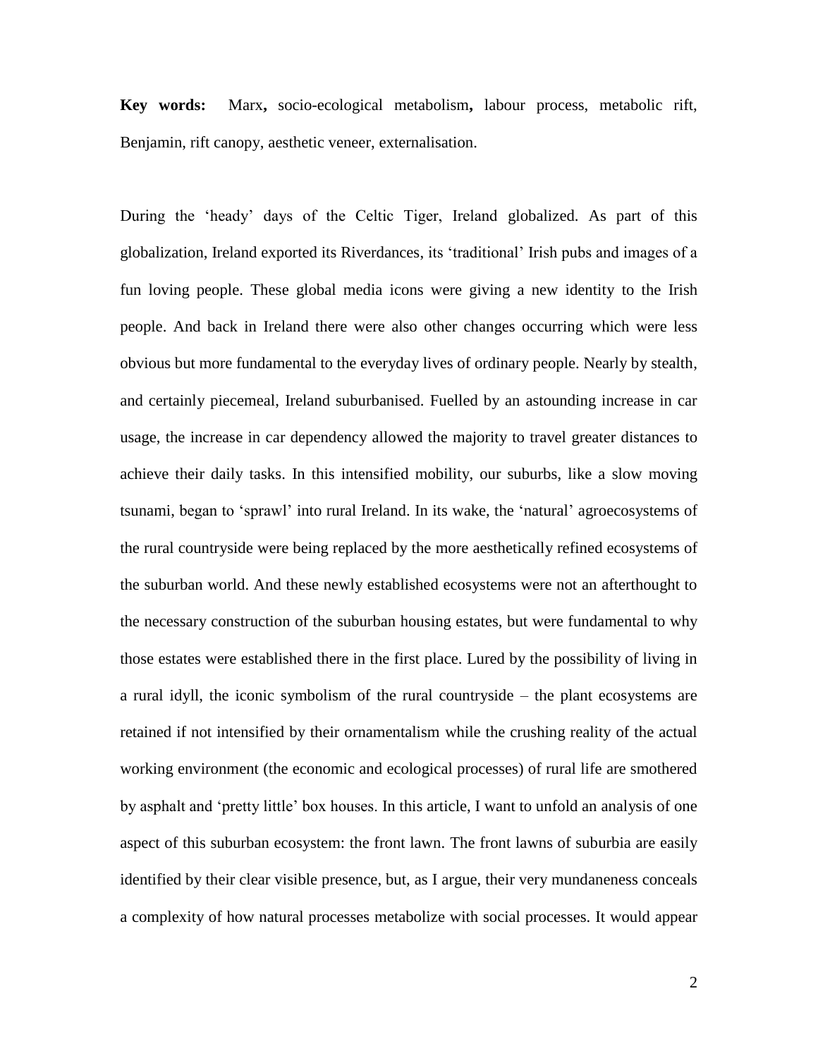**Key words:** Marx**,** socio-ecological metabolism**,** labour process, metabolic rift, Benjamin, rift canopy, aesthetic veneer, externalisation.

During the 'heady' days of the Celtic Tiger, Ireland globalized. As part of this globalization, Ireland exported its Riverdances, its 'traditional' Irish pubs and images of a fun loving people. These global media icons were giving a new identity to the Irish people. And back in Ireland there were also other changes occurring which were less obvious but more fundamental to the everyday lives of ordinary people. Nearly by stealth, and certainly piecemeal, Ireland suburbanised. Fuelled by an astounding increase in car usage, the increase in car dependency allowed the majority to travel greater distances to achieve their daily tasks. In this intensified mobility, our suburbs, like a slow moving tsunami, began to 'sprawl' into rural Ireland. In its wake, the 'natural' agroecosystems of the rural countryside were being replaced by the more aesthetically refined ecosystems of the suburban world. And these newly established ecosystems were not an afterthought to the necessary construction of the suburban housing estates, but were fundamental to why those estates were established there in the first place. Lured by the possibility of living in a rural idyll, the iconic symbolism of the rural countryside – the plant ecosystems are retained if not intensified by their ornamentalism while the crushing reality of the actual working environment (the economic and ecological processes) of rural life are smothered by asphalt and 'pretty little' box houses. In this article, I want to unfold an analysis of one aspect of this suburban ecosystem: the front lawn. The front lawns of suburbia are easily identified by their clear visible presence, but, as I argue, their very mundaneness conceals a complexity of how natural processes metabolize with social processes. It would appear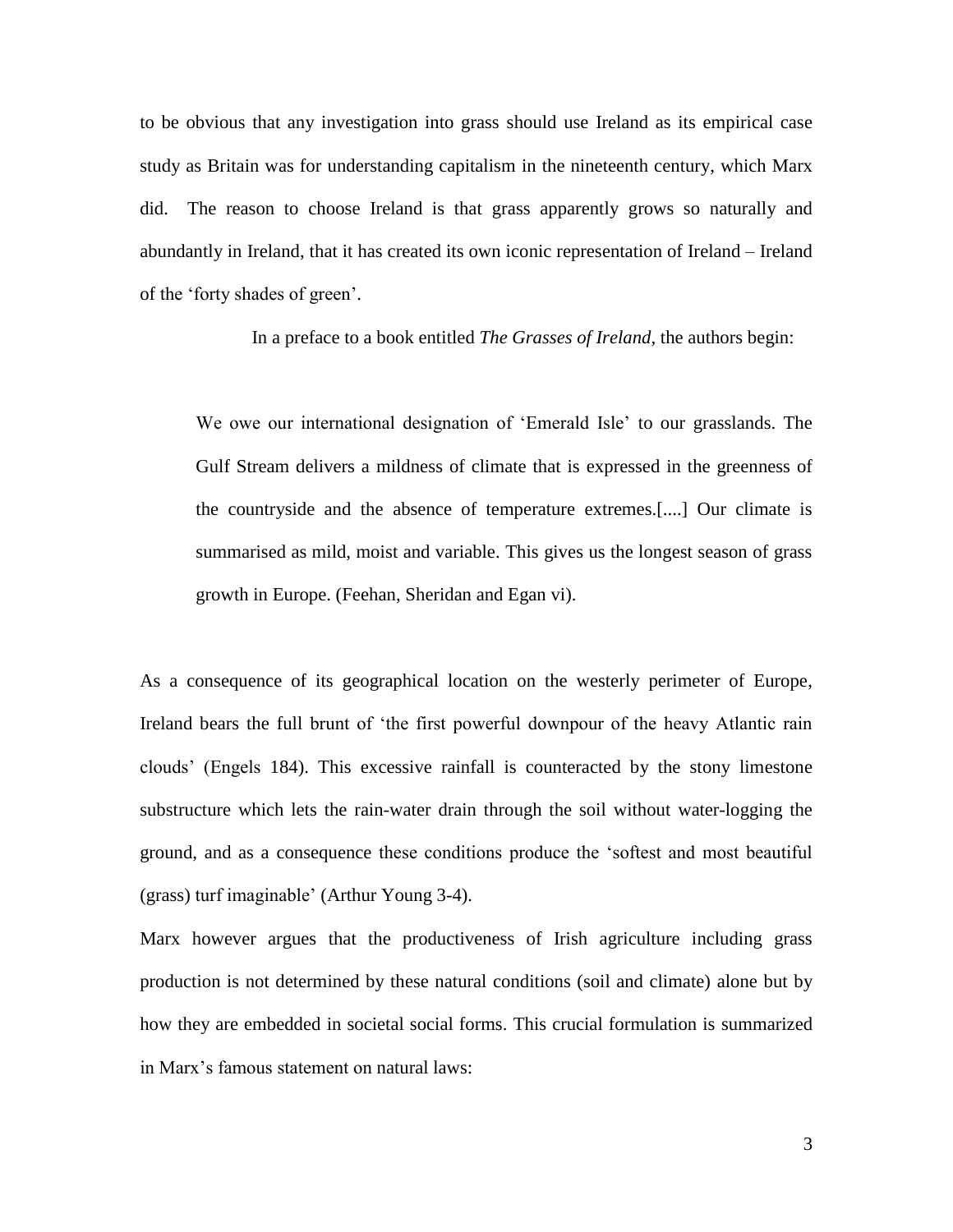to be obvious that any investigation into grass should use Ireland as its empirical case study as Britain was for understanding capitalism in the nineteenth century, which Marx did. The reason to choose Ireland is that grass apparently grows so naturally and abundantly in Ireland, that it has created its own iconic representation of Ireland – Ireland of the 'forty shades of green'.

In a preface to a book entitled *The Grasses of Ireland*, the authors begin:

> We owe our international designation of 'Emerald Isle' to our grasslands. The Gulf Stream delivers a mildness of climate that is expressed in the greenness of the countryside and the absence of temperature extremes.[....] Our climate is summarised as mild, moist and variable. This gives us the longest season of grass growth in Europe. (Feehan, Sheridan and Egan vi).

As a consequence of its geographical location on the westerly perimeter of Europe, Ireland bears the full brunt of 'the first powerful downpour of the heavy Atlantic rain clouds' (Engels 184). This excessive rainfall is counteracted by the stony limestone substructure which lets the rain-water drain through the soil without water-logging the ground, and as a consequence these conditions produce the 'softest and most beautiful (grass) turf imaginable' (Arthur Young 3-4).

Marx however argues that the productiveness of Irish agriculture including grass production is not determined by these natural conditions (soil and climate) alone but by how they are embedded in societal social forms. This crucial formulation is summarized in Marx's famous statement on natural laws: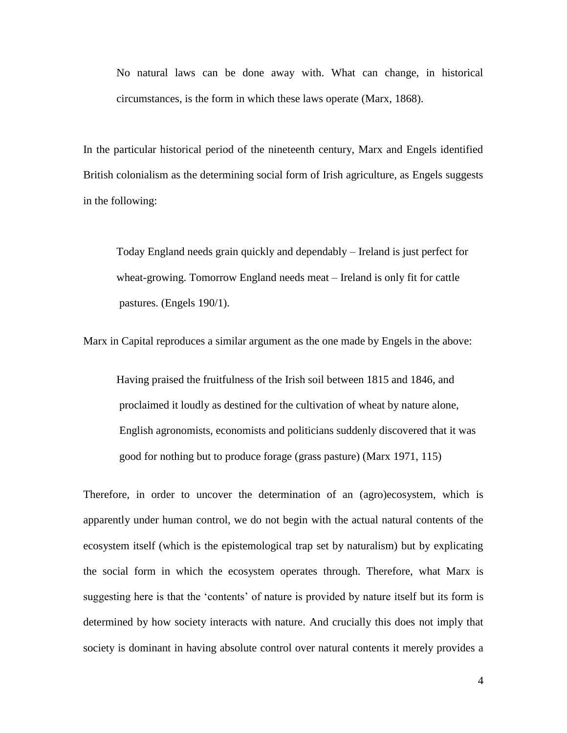> No natural laws can be done away with. What can change, in historical circumstances, is the form in which these laws operate (Marx, 1868).

In the particular historical period of the nineteenth century, Marx and Engels identified British colonialism as the determining social form of Irish agriculture, as Engels suggests in the following:

> Today England needs grain quickly and dependably – Ireland is just perfect for wheat-growing. Tomorrow England needs meat – Ireland is only fit for cattle pastures. (Engels 190/1).

Marx in Capital reproduces a similar argument as the one made by Engels in the above:

> Having praised the fruitfulness of the Irish soil between 1815 and 1846, and proclaimed it loudly as destined for the cultivation of wheat by nature alone, English agronomists, economists and politicians suddenly discovered that it was good for nothing but to produce forage (grass pasture) (Marx 1971, 115)

Therefore, in order to uncover the determination of an (agro)ecosystem, which is apparently under human control, we do not begin with the actual natural contents of the ecosystem itself (which is the epistemological trap set by naturalism) but by explicating the social form in which the ecosystem operates through. Therefore, what Marx is suggesting here is that the 'contents' of nature is provided by nature itself but its form is determined by how society interacts with nature. And crucially this does not imply that society is dominant in having absolute control over natural contents it merely provides a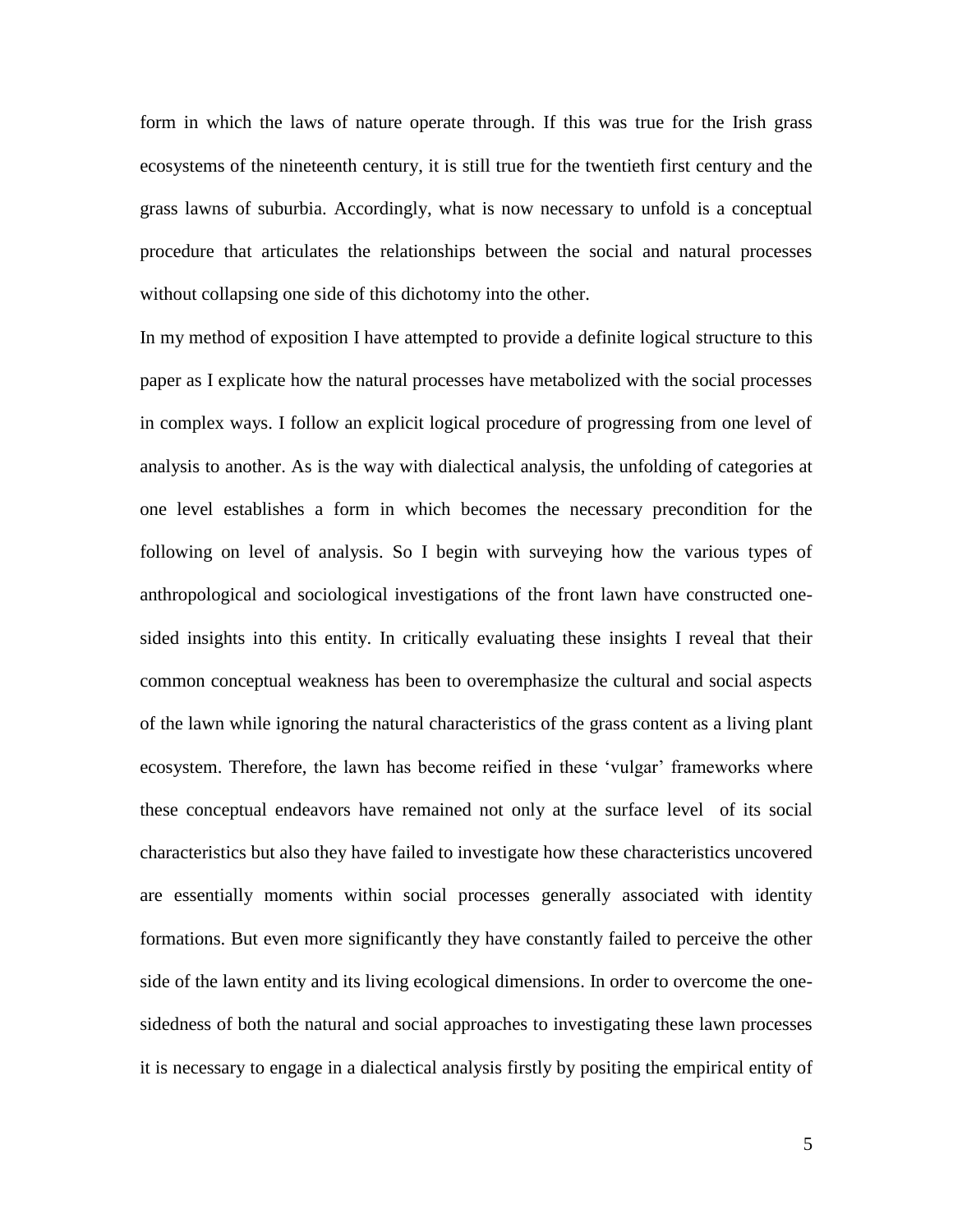form in which the laws of nature operate through. If this was true for the Irish grass ecosystems of the nineteenth century, it is still true for the twentieth first century and the grass lawns of suburbia. Accordingly, what is now necessary to unfold is a conceptual procedure that articulates the relationships between the social and natural processes without collapsing one side of this dichotomy into the other.

In my method of exposition I have attempted to provide a definite logical structure to this paper as I explicate how the natural processes have metabolized with the social processes in complex ways. I follow an explicit logical procedure of progressing from one level of analysis to another. As is the way with dialectical analysis, the unfolding of categories at one level establishes a form in which becomes the necessary precondition for the following on level of analysis. So I begin with surveying how the various types of anthropological and sociological investigations of the front lawn have constructed one-sided insights into this entity. In critically evaluating these insights I reveal that their common conceptual weakness has been to overemphasize the cultural and social aspects of the lawn while ignoring the natural characteristics of the grass content as a living plant ecosystem. Therefore, the lawn has become reified in these 'vulgar' frameworks where these conceptual endeavors have remained not only at the surface level of its social characteristics but also they have failed to investigate how these characteristics uncovered are essentially moments within social processes generally associated with identity formations. But even more significantly they have constantly failed to perceive the other side of the lawn entity and its living ecological dimensions. In order to overcome the one-sidedness of both the natural and social approaches to investigating these lawn processes it is necessary to engage in a dialectical analysis firstly by positing the empirical entity of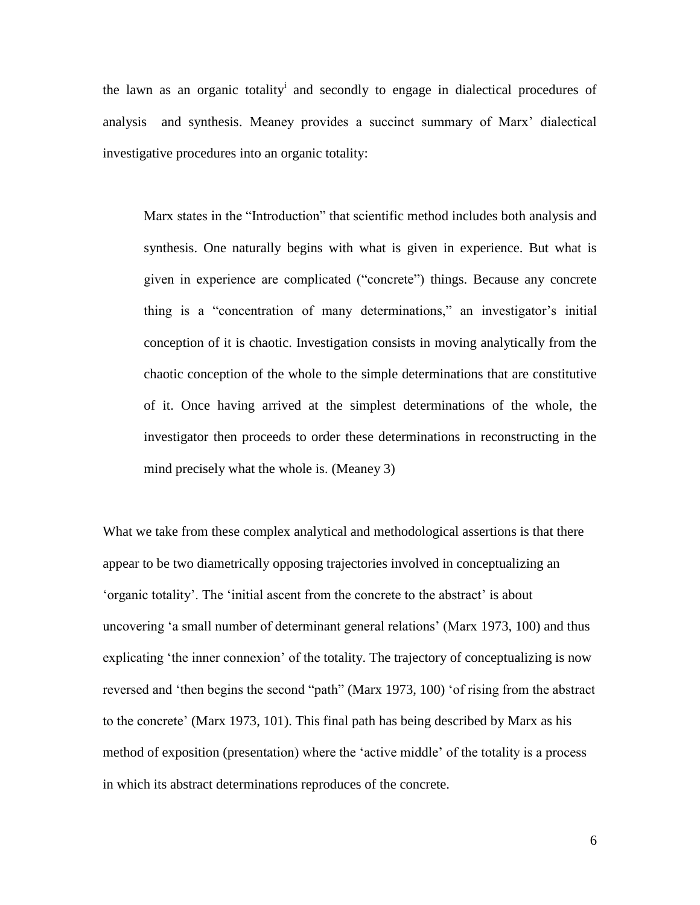the lawn as an organic totality[i] and secondly to engage in dialectical procedures of analysis and synthesis. Meaney provides a succinct summary of Marx' dialectical investigative procedures into an organic totality:

> Marx states in the "Introduction" that scientific method includes both analysis and synthesis. One naturally begins with what is given in experience. But what is given in experience are complicated ("concrete") things. Because any concrete thing is a "concentration of many determinations," an investigator's initial conception of it is chaotic. Investigation consists in moving analytically from the chaotic conception of the whole to the simple determinations that are constitutive of it. Once having arrived at the simplest determinations of the whole, the investigator then proceeds to order these determinations in reconstructing in the mind precisely what the whole is. (Meaney 3)

What we take from these complex analytical and methodological assertions is that there appear to be two diametrically opposing trajectories involved in conceptualizing an 'organic totality'. The 'initial ascent from the concrete to the abstract' is about uncovering 'a small number of determinant general relations' (Marx 1973, 100) and thus explicating 'the inner connexion' of the totality. The trajectory of conceptualizing is now reversed and 'then begins the second "path" (Marx 1973, 100) 'of rising from the abstract to the concrete' (Marx 1973, 101). This final path has being described by Marx as his method of exposition (presentation) where the 'active middle' of the totality is a process in which its abstract determinations reproduces of the concrete.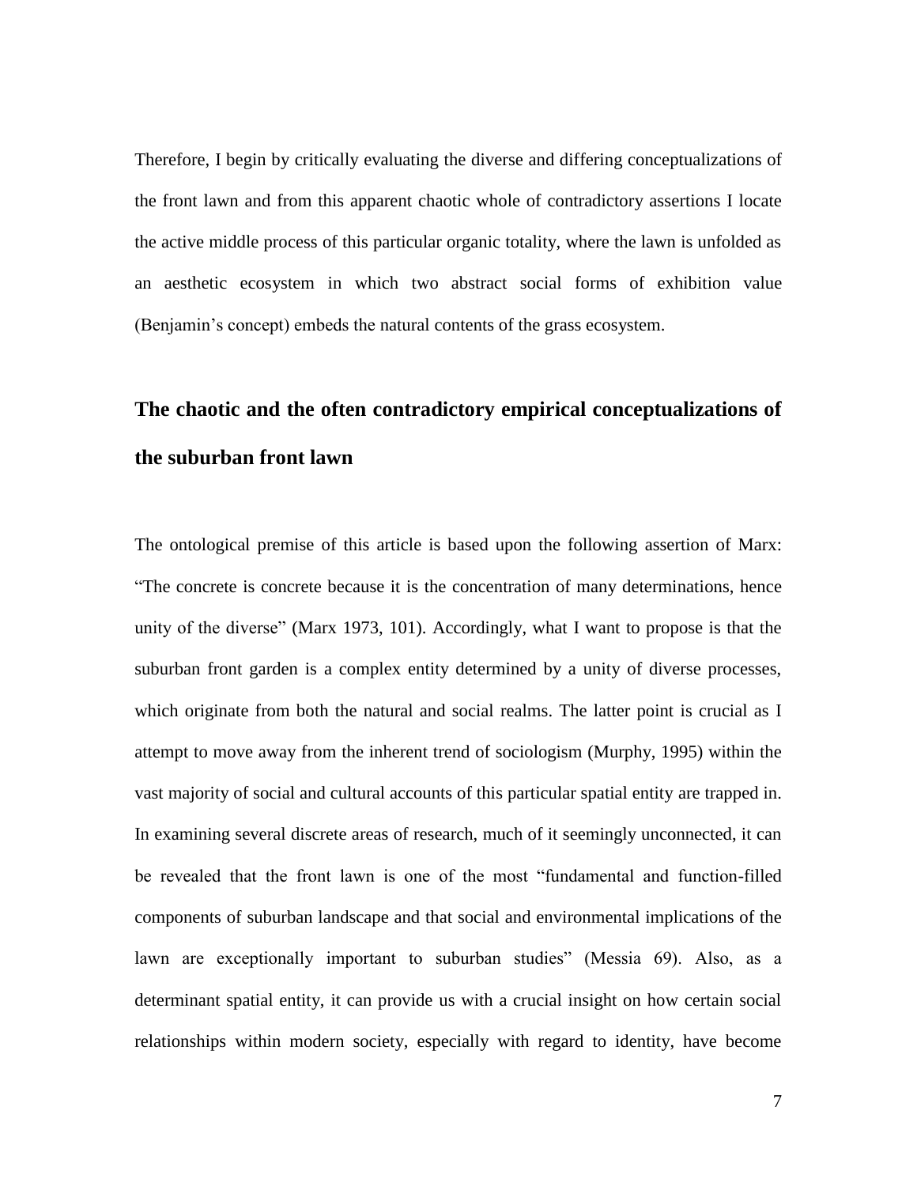Therefore, I begin by critically evaluating the diverse and differing conceptualizations of the front lawn and from this apparent chaotic whole of contradictory assertions I locate the active middle process of this particular organic totality, where the lawn is unfolded as an aesthetic ecosystem in which two abstract social forms of exhibition value (Benjamin's concept) embeds the natural contents of the grass ecosystem.

## The chaotic and the often contradictory empirical conceptualizations of the suburban front lawn

The ontological premise of this article is based upon the following assertion of Marx: "The concrete is concrete because it is the concentration of many determinations, hence unity of the diverse" (Marx 1973, 101). Accordingly, what I want to propose is that the suburban front garden is a complex entity determined by a unity of diverse processes, which originate from both the natural and social realms. The latter point is crucial as I attempt to move away from the inherent trend of sociologism (Murphy, 1995) within the vast majority of social and cultural accounts of this particular spatial entity are trapped in. In examining several discrete areas of research, much of it seemingly unconnected, it can be revealed that the front lawn is one of the most "fundamental and function-filled components of suburban landscape and that social and environmental implications of the lawn are exceptionally important to suburban studies" (Messia 69). Also, as a determinant spatial entity, it can provide us with a crucial insight on how certain social relationships within modern society, especially with regard to identity, have become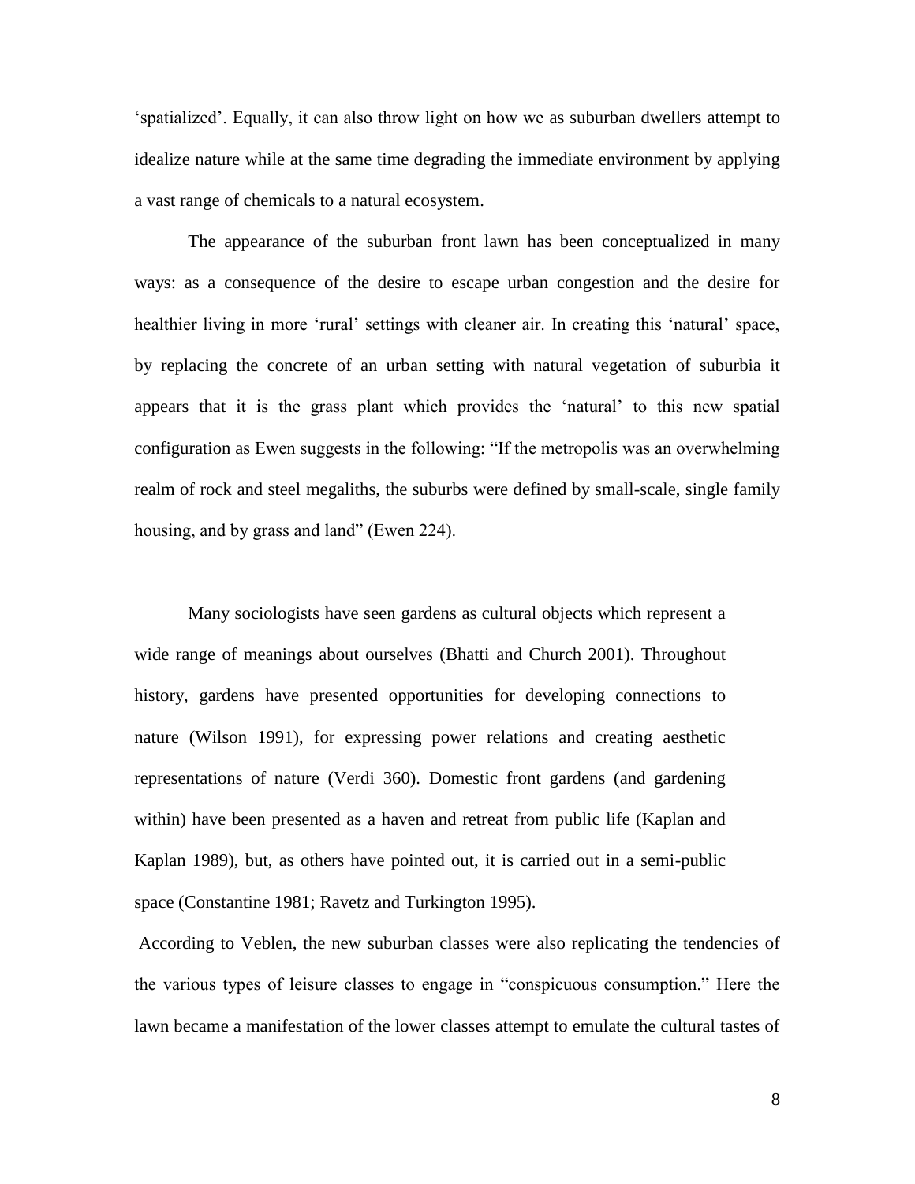'spatialized'. Equally, it can also throw light on how we as suburban dwellers attempt to idealize nature while at the same time degrading the immediate environment by applying a vast range of chemicals to a natural ecosystem.

The appearance of the suburban front lawn has been conceptualized in many ways: as a consequence of the desire to escape urban congestion and the desire for healthier living in more 'rural' settings with cleaner air. In creating this 'natural' space, by replacing the concrete of an urban setting with natural vegetation of suburbia it appears that it is the grass plant which provides the 'natural' to this new spatial configuration as Ewen suggests in the following: "If the metropolis was an overwhelming realm of rock and steel megaliths, the suburbs were defined by small-scale, single family housing, and by grass and land" (Ewen 224).

Many sociologists have seen gardens as cultural objects which represent a wide range of meanings about ourselves (Bhatti and Church 2001). Throughout history, gardens have presented opportunities for developing connections to nature (Wilson 1991), for expressing power relations and creating aesthetic representations of nature (Verdi 360). Domestic front gardens (and gardening within) have been presented as a haven and retreat from public life (Kaplan and Kaplan 1989), but, as others have pointed out, it is carried out in a semi-public space (Constantine 1981; Ravetz and Turkington 1995).

According to Veblen, the new suburban classes were also replicating the tendencies of the various types of leisure classes to engage in "conspicuous consumption." Here the lawn became a manifestation of the lower classes attempt to emulate the cultural tastes of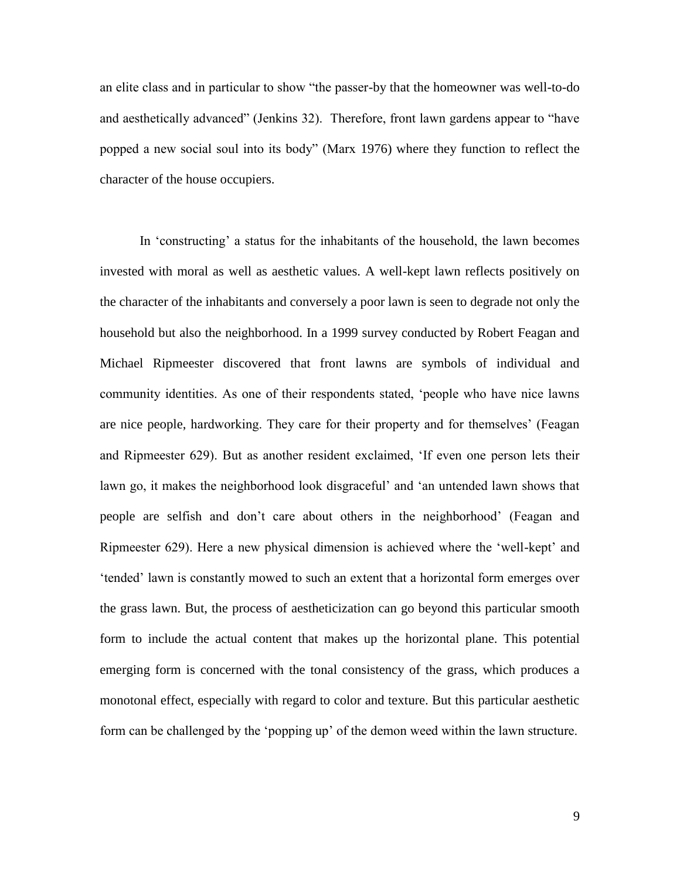an elite class and in particular to show "the passer-by that the homeowner was well-to-do and aesthetically advanced" (Jenkins 32). Therefore, front lawn gardens appear to "have popped a new social soul into its body" (Marx 1976) where they function to reflect the character of the house occupiers.

In 'constructing' a status for the inhabitants of the household, the lawn becomes invested with moral as well as aesthetic values. A well-kept lawn reflects positively on the character of the inhabitants and conversely a poor lawn is seen to degrade not only the household but also the neighborhood. In a 1999 survey conducted by Robert Feagan and Michael Ripmeester discovered that front lawns are symbols of individual and community identities. As one of their respondents stated, 'people who have nice lawns are nice people, hardworking. They care for their property and for themselves' (Feagan and Ripmeester 629). But as another resident exclaimed, 'If even one person lets their lawn go, it makes the neighborhood look disgraceful' and 'an untended lawn shows that people are selfish and don't care about others in the neighborhood' (Feagan and Ripmeester 629). Here a new physical dimension is achieved where the 'well-kept' and 'tended' lawn is constantly mowed to such an extent that a horizontal form emerges over the grass lawn. But, the process of aestheticization can go beyond this particular smooth form to include the actual content that makes up the horizontal plane. This potential emerging form is concerned with the tonal consistency of the grass, which produces a monotonal effect, especially with regard to color and texture. But this particular aesthetic form can be challenged by the 'popping up' of the demon weed within the lawn structure.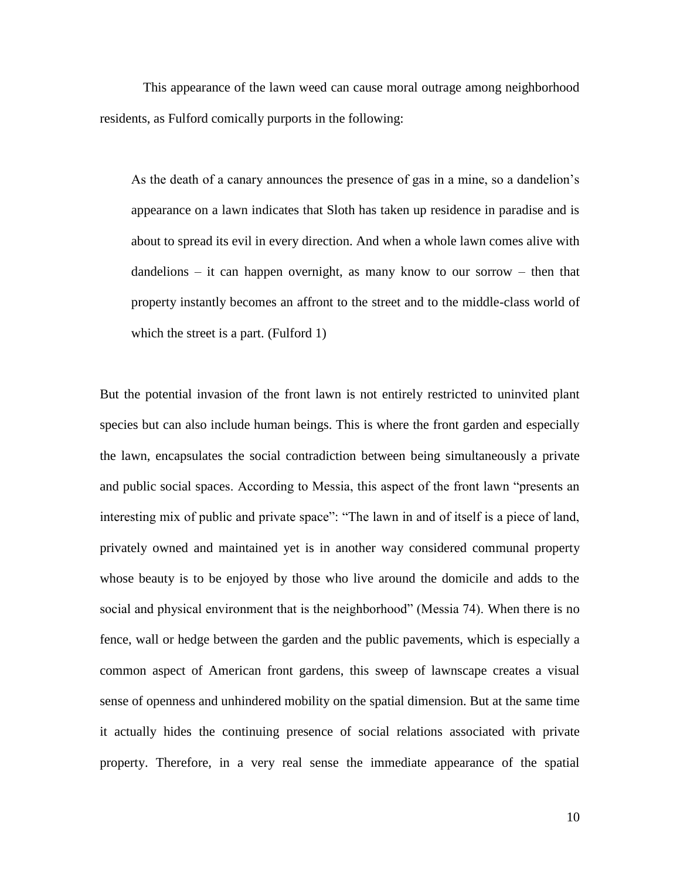This appearance of the lawn weed can cause moral outrage among neighborhood residents, as Fulford comically purports in the following:

> As the death of a canary announces the presence of gas in a mine, so a dandelion's appearance on a lawn indicates that Sloth has taken up residence in paradise and is about to spread its evil in every direction. And when a whole lawn comes alive with dandelions – it can happen overnight, as many know to our sorrow – then that property instantly becomes an affront to the street and to the middle-class world of which the street is a part. (Fulford 1)

But the potential invasion of the front lawn is not entirely restricted to uninvited plant species but can also include human beings. This is where the front garden and especially the lawn, encapsulates the social contradiction between being simultaneously a private and public social spaces. According to Messia, this aspect of the front lawn "presents an interesting mix of public and private space": "The lawn in and of itself is a piece of land, privately owned and maintained yet is in another way considered communal property whose beauty is to be enjoyed by those who live around the domicile and adds to the social and physical environment that is the neighborhood" (Messia 74). When there is no fence, wall or hedge between the garden and the public pavements, which is especially a common aspect of American front gardens, this sweep of lawnscape creates a visual sense of openness and unhindered mobility on the spatial dimension. But at the same time it actually hides the continuing presence of social relations associated with private property. Therefore, in a very real sense the immediate appearance of the spatial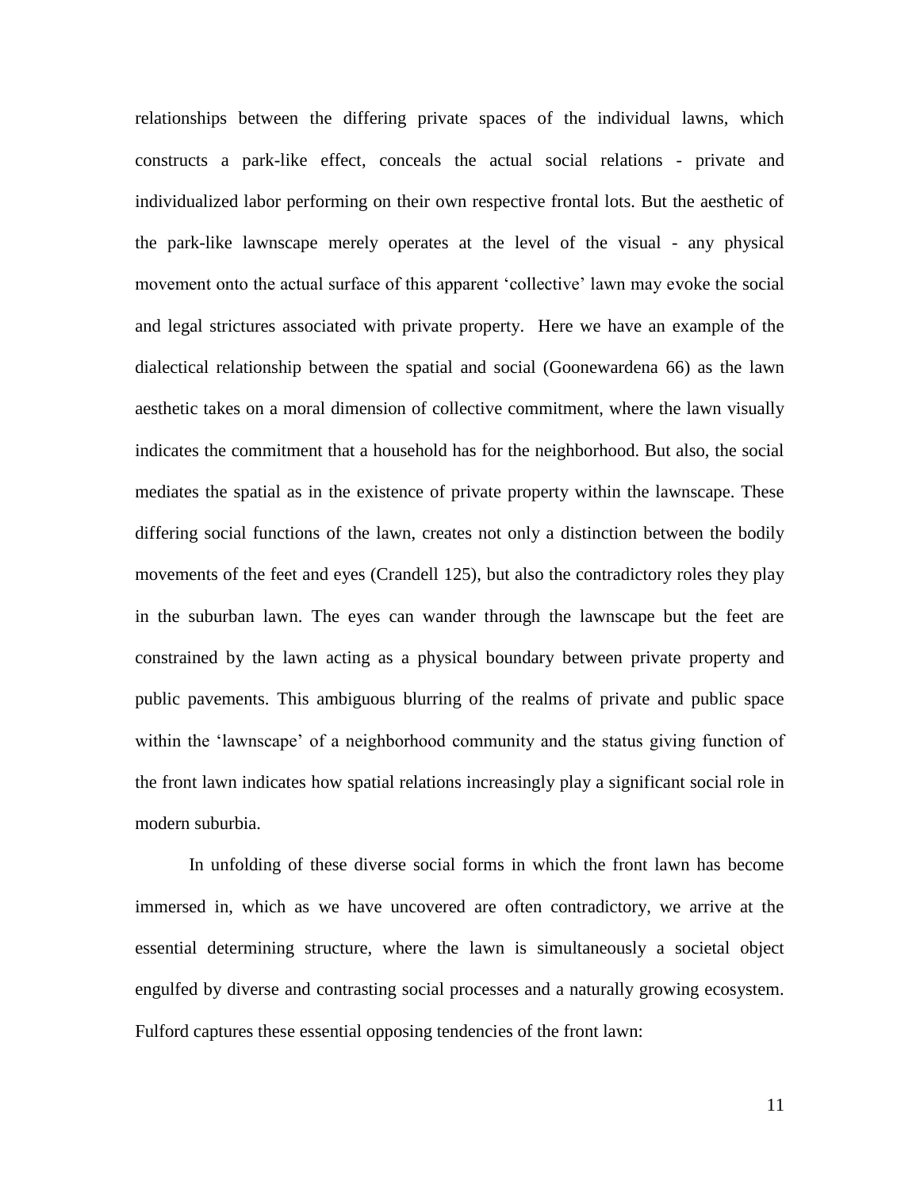relationships between the differing private spaces of the individual lawns, which constructs a park-like effect, conceals the actual social relations - private and individualized labor performing on their own respective frontal lots. But the aesthetic of the park-like lawnscape merely operates at the level of the visual - any physical movement onto the actual surface of this apparent 'collective' lawn may evoke the social and legal strictures associated with private property. Here we have an example of the dialectical relationship between the spatial and social (Goonewardena 66) as the lawn aesthetic takes on a moral dimension of collective commitment, where the lawn visually indicates the commitment that a household has for the neighborhood. But also, the social mediates the spatial as in the existence of private property within the lawnscape. These differing social functions of the lawn, creates not only a distinction between the bodily movements of the feet and eyes (Crandell 125), but also the contradictory roles they play in the suburban lawn. The eyes can wander through the lawnscape but the feet are constrained by the lawn acting as a physical boundary between private property and public pavements. This ambiguous blurring of the realms of private and public space within the 'lawnscape' of a neighborhood community and the status giving function of the front lawn indicates how spatial relations increasingly play a significant social role in modern suburbia.

In unfolding of these diverse social forms in which the front lawn has become immersed in, which as we have uncovered are often contradictory, we arrive at the essential determining structure, where the lawn is simultaneously a societal object engulfed by diverse and contrasting social processes and a naturally growing ecosystem. Fulford captures these essential opposing tendencies of the front lawn: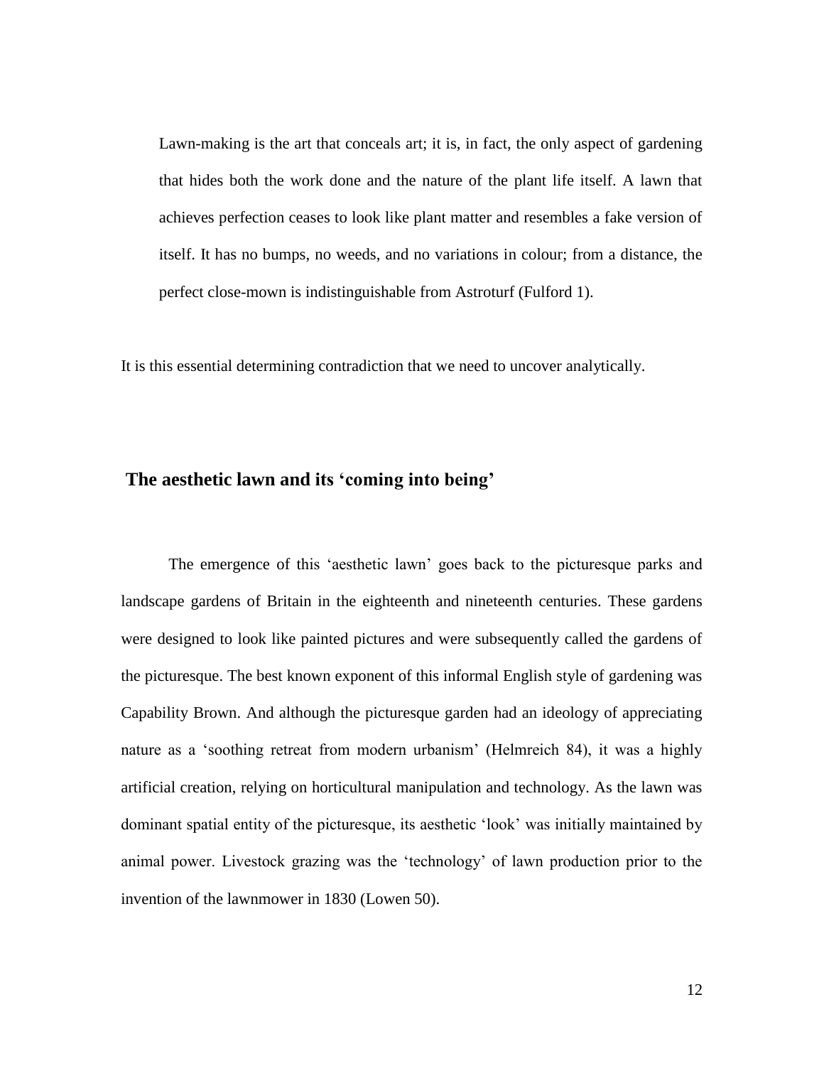> Lawn-making is the art that conceals art; it is, in fact, the only aspect of gardening that hides both the work done and the nature of the plant life itself. A lawn that achieves perfection ceases to look like plant matter and resembles a fake version of itself. It has no bumps, no weeds, and no variations in colour; from a distance, the perfect close-mown is indistinguishable from Astroturf (Fulford 1).

It is this essential determining contradiction that we need to uncover analytically.

## The aesthetic lawn and its 'coming into being'

The emergence of this 'aesthetic lawn' goes back to the picturesque parks and landscape gardens of Britain in the eighteenth and nineteenth centuries. These gardens were designed to look like painted pictures and were subsequently called the gardens of the picturesque. The best known exponent of this informal English style of gardening was Capability Brown. And although the picturesque garden had an ideology of appreciating nature as a 'soothing retreat from modern urbanism' (Helmreich 84), it was a highly artificial creation, relying on horticultural manipulation and technology. As the lawn was dominant spatial entity of the picturesque, its aesthetic 'look' was initially maintained by animal power. Livestock grazing was the 'technology' of lawn production prior to the invention of the lawnmower in 1830 (Lowen 50).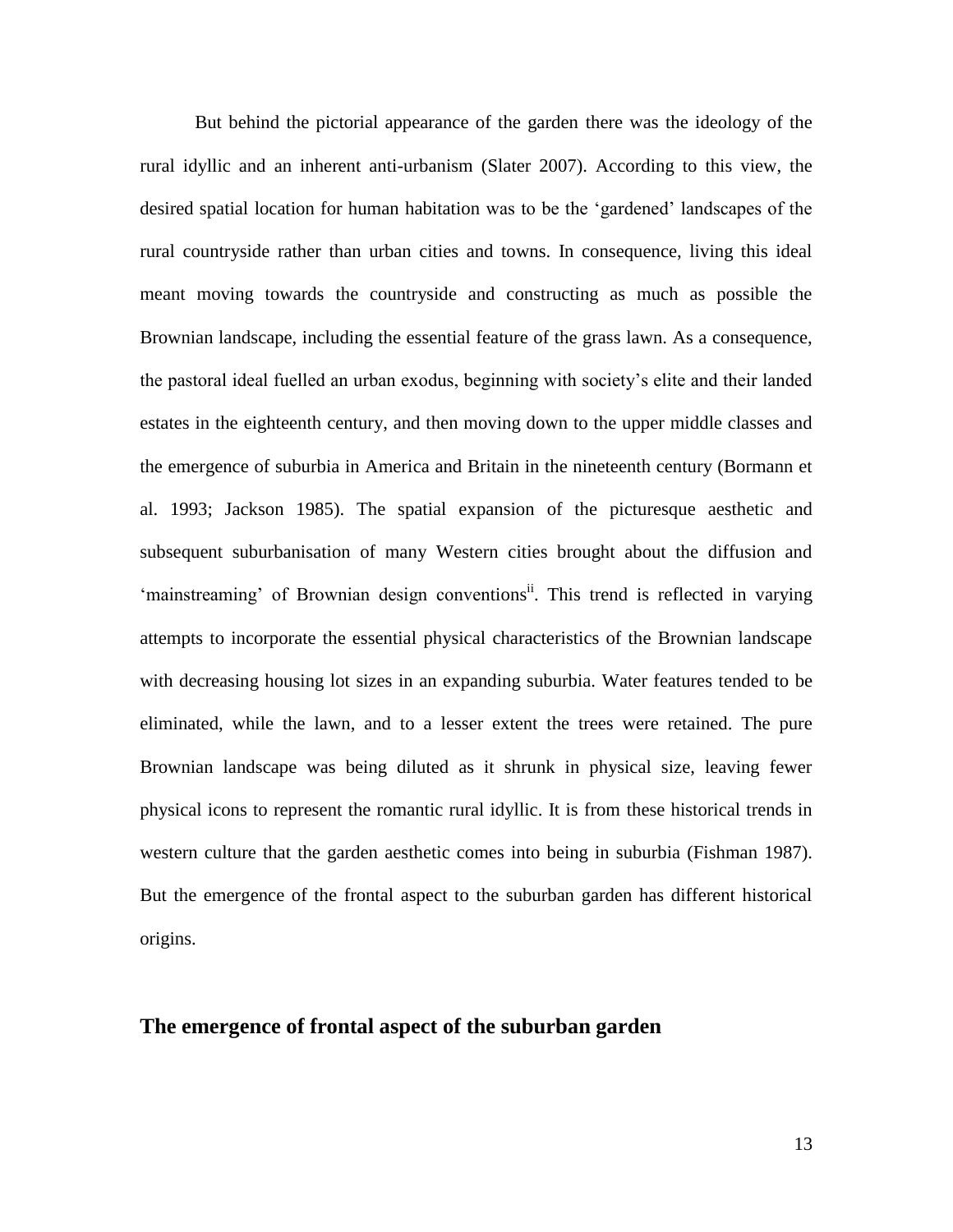But behind the pictorial appearance of the garden there was the ideology of the rural idyllic and an inherent anti-urbanism (Slater 2007). According to this view, the desired spatial location for human habitation was to be the 'gardened' landscapes of the rural countryside rather than urban cities and towns. In consequence, living this ideal meant moving towards the countryside and constructing as much as possible the Brownian landscape, including the essential feature of the grass lawn. As a consequence, the pastoral ideal fuelled an urban exodus, beginning with society's elite and their landed estates in the eighteenth century, and then moving down to the upper middle classes and the emergence of suburbia in America and Britain in the nineteenth century (Bormann et al. 1993; Jackson 1985). The spatial expansion of the picturesque aesthetic and subsequent suburbanisation of many Western cities brought about the diffusion and 'mainstreaming' of Brownian design conventions[ii]. This trend is reflected in varying attempts to incorporate the essential physical characteristics of the Brownian landscape with decreasing housing lot sizes in an expanding suburbia. Water features tended to be eliminated, while the lawn, and to a lesser extent the trees were retained. The pure Brownian landscape was being diluted as it shrunk in physical size, leaving fewer physical icons to represent the romantic rural idyllic. It is from these historical trends in western culture that the garden aesthetic comes into being in suburbia (Fishman 1987). But the emergence of the frontal aspect to the suburban garden has different historical origins.

## The emergence of frontal aspect of the suburban garden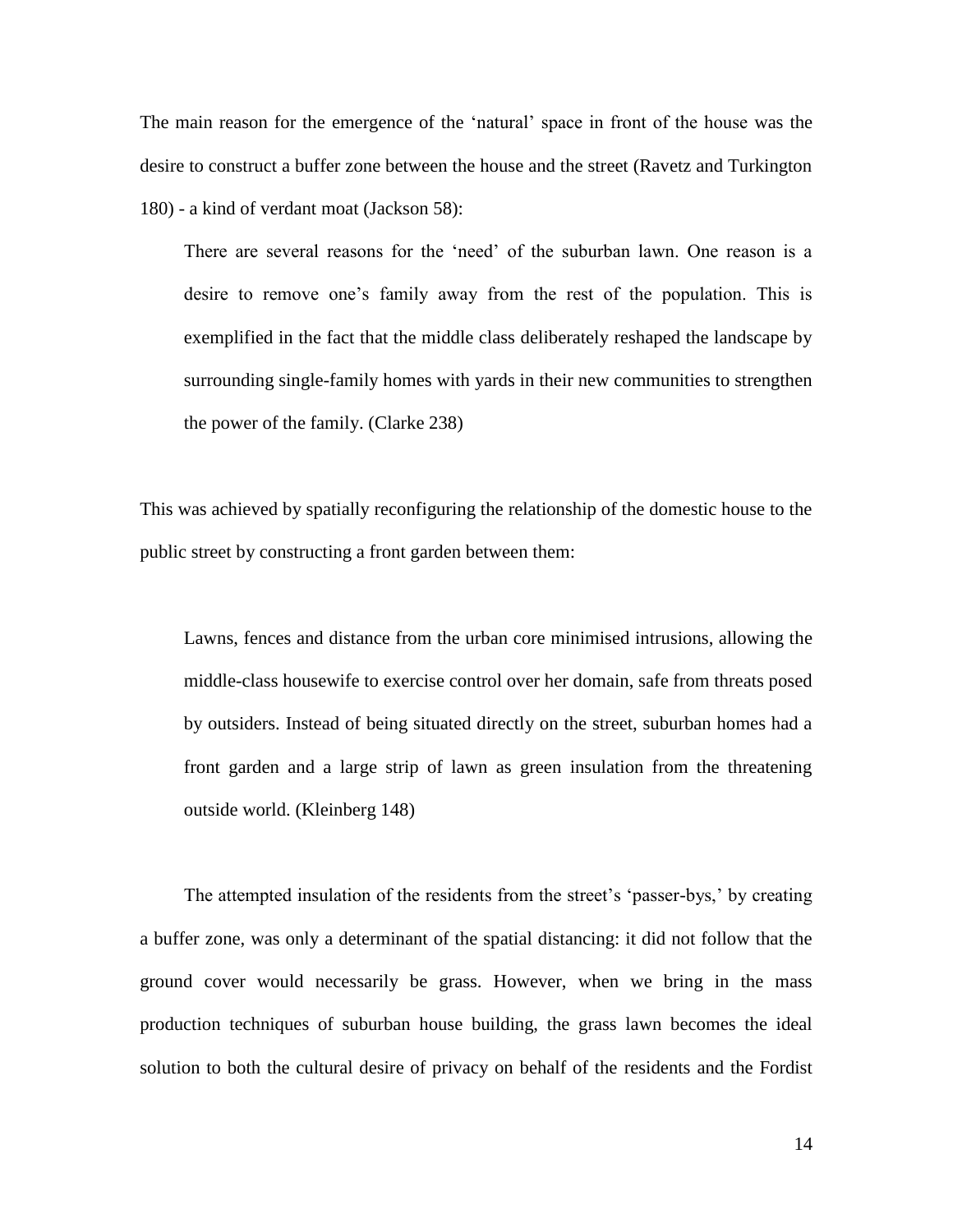The main reason for the emergence of the 'natural' space in front of the house was the desire to construct a buffer zone between the house and the street (Ravetz and Turkington 180) - a kind of verdant moat (Jackson 58):

> There are several reasons for the 'need' of the suburban lawn. One reason is a desire to remove one's family away from the rest of the population. This is exemplified in the fact that the middle class deliberately reshaped the landscape by surrounding single-family homes with yards in their new communities to strengthen the power of the family. (Clarke 238)

This was achieved by spatially reconfiguring the relationship of the domestic house to the public street by constructing a front garden between them:

> Lawns, fences and distance from the urban core minimised intrusions, allowing the middle-class housewife to exercise control over her domain, safe from threats posed by outsiders. Instead of being situated directly on the street, suburban homes had a front garden and a large strip of lawn as green insulation from the threatening outside world. (Kleinberg 148)

The attempted insulation of the residents from the street's 'passer-bys,' by creating a buffer zone, was only a determinant of the spatial distancing: it did not follow that the ground cover would necessarily be grass. However, when we bring in the mass production techniques of suburban house building, the grass lawn becomes the ideal solution to both the cultural desire of privacy on behalf of the residents and the Fordist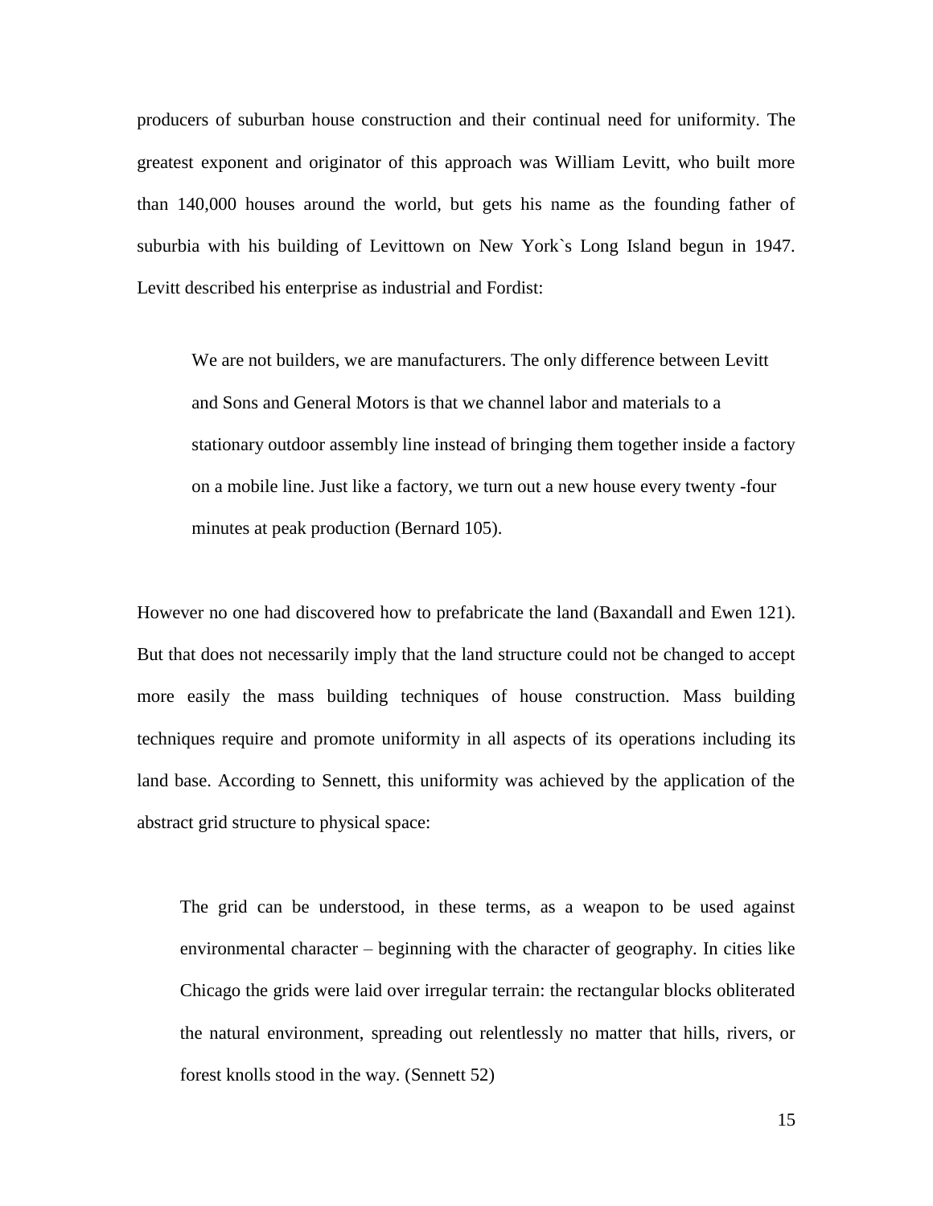producers of suburban house construction and their continual need for uniformity. The greatest exponent and originator of this approach was William Levitt, who built more than 140,000 houses around the world, but gets his name as the founding father of suburbia with his building of Levittown on New York`s Long Island begun in 1947. Levitt described his enterprise as industrial and Fordist:

> We are not builders, we are manufacturers. The only difference between Levitt and Sons and General Motors is that we channel labor and materials to a stationary outdoor assembly line instead of bringing them together inside a factory on a mobile line. Just like a factory, we turn out a new house every twenty -four minutes at peak production (Bernard 105).

However no one had discovered how to prefabricate the land (Baxandall and Ewen 121). But that does not necessarily imply that the land structure could not be changed to accept more easily the mass building techniques of house construction. Mass building techniques require and promote uniformity in all aspects of its operations including its land base. According to Sennett, this uniformity was achieved by the application of the abstract grid structure to physical space:

> The grid can be understood, in these terms, as a weapon to be used against environmental character – beginning with the character of geography. In cities like Chicago the grids were laid over irregular terrain: the rectangular blocks obliterated the natural environment, spreading out relentlessly no matter that hills, rivers, or forest knolls stood in the way. (Sennett 52)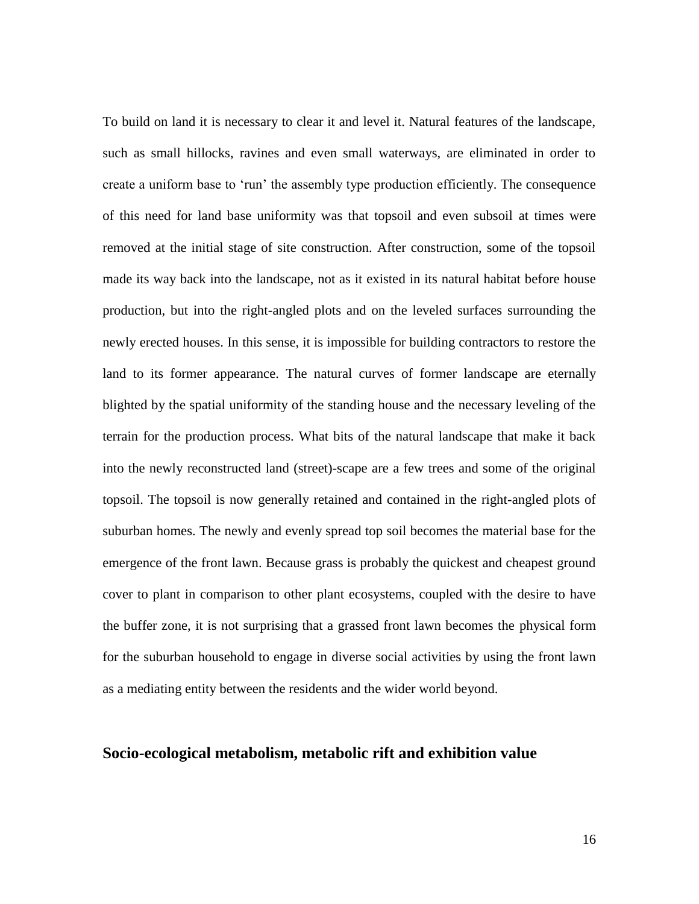To build on land it is necessary to clear it and level it. Natural features of the landscape, such as small hillocks, ravines and even small waterways, are eliminated in order to create a uniform base to 'run' the assembly type production efficiently. The consequence of this need for land base uniformity was that topsoil and even subsoil at times were removed at the initial stage of site construction. After construction, some of the topsoil made its way back into the landscape, not as it existed in its natural habitat before house production, but into the right-angled plots and on the leveled surfaces surrounding the newly erected houses. In this sense, it is impossible for building contractors to restore the land to its former appearance. The natural curves of former landscape are eternally blighted by the spatial uniformity of the standing house and the necessary leveling of the terrain for the production process. What bits of the natural landscape that make it back into the newly reconstructed land (street)-scape are a few trees and some of the original topsoil. The topsoil is now generally retained and contained in the right-angled plots of suburban homes. The newly and evenly spread top soil becomes the material base for the emergence of the front lawn. Because grass is probably the quickest and cheapest ground cover to plant in comparison to other plant ecosystems, coupled with the desire to have the buffer zone, it is not surprising that a grassed front lawn becomes the physical form for the suburban household to engage in diverse social activities by using the front lawn as a mediating entity between the residents and the wider world beyond.

## Socio-ecological metabolism, metabolic rift and exhibition value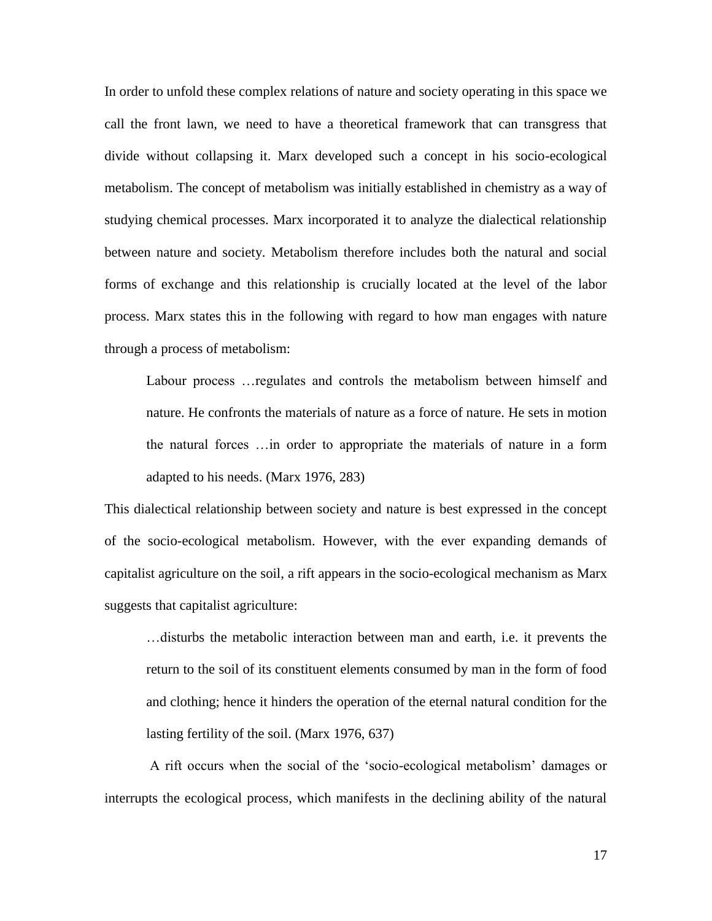In order to unfold these complex relations of nature and society operating in this space we call the front lawn, we need to have a theoretical framework that can transgress that divide without collapsing it. Marx developed such a concept in his socio-ecological metabolism. The concept of metabolism was initially established in chemistry as a way of studying chemical processes. Marx incorporated it to analyze the dialectical relationship between nature and society. Metabolism therefore includes both the natural and social forms of exchange and this relationship is crucially located at the level of the labor process. Marx states this in the following with regard to how man engages with nature through a process of metabolism:

> Labour process …regulates and controls the metabolism between himself and nature. He confronts the materials of nature as a force of nature. He sets in motion the natural forces …in order to appropriate the materials of nature in a form adapted to his needs. (Marx 1976, 283)

This dialectical relationship between society and nature is best expressed in the concept of the socio-ecological metabolism. However, with the ever expanding demands of capitalist agriculture on the soil, a rift appears in the socio-ecological mechanism as Marx suggests that capitalist agriculture:

> …disturbs the metabolic interaction between man and earth, i.e. it prevents the return to the soil of its constituent elements consumed by man in the form of food and clothing; hence it hinders the operation of the eternal natural condition for the lasting fertility of the soil. (Marx 1976, 637)

A rift occurs when the social of the 'socio-ecological metabolism' damages or interrupts the ecological process, which manifests in the declining ability of the natural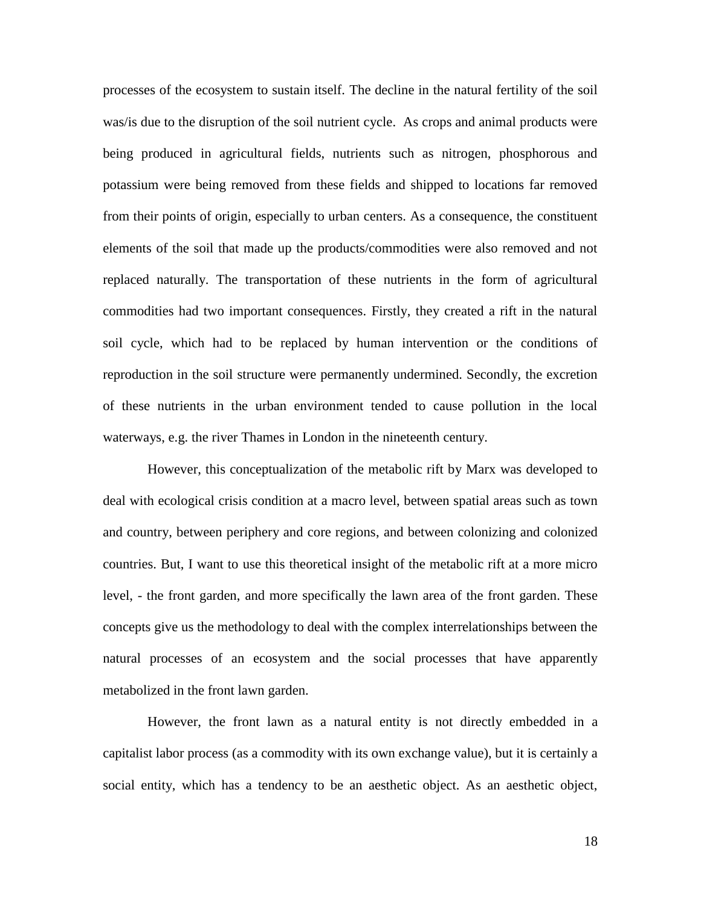processes of the ecosystem to sustain itself. The decline in the natural fertility of the soil was/is due to the disruption of the soil nutrient cycle. As crops and animal products were being produced in agricultural fields, nutrients such as nitrogen, phosphorous and potassium were being removed from these fields and shipped to locations far removed from their points of origin, especially to urban centers. As a consequence, the constituent elements of the soil that made up the products/commodities were also removed and not replaced naturally. The transportation of these nutrients in the form of agricultural commodities had two important consequences. Firstly, they created a rift in the natural soil cycle, which had to be replaced by human intervention or the conditions of reproduction in the soil structure were permanently undermined. Secondly, the excretion of these nutrients in the urban environment tended to cause pollution in the local waterways, e.g. the river Thames in London in the nineteenth century.

However, this conceptualization of the metabolic rift by Marx was developed to deal with ecological crisis condition at a macro level, between spatial areas such as town and country, between periphery and core regions, and between colonizing and colonized countries. But, I want to use this theoretical insight of the metabolic rift at a more micro level, - the front garden, and more specifically the lawn area of the front garden. These concepts give us the methodology to deal with the complex interrelationships between the natural processes of an ecosystem and the social processes that have apparently metabolized in the front lawn garden.

However, the front lawn as a natural entity is not directly embedded in a capitalist labor process (as a commodity with its own exchange value), but it is certainly a social entity, which has a tendency to be an aesthetic object. As an aesthetic object,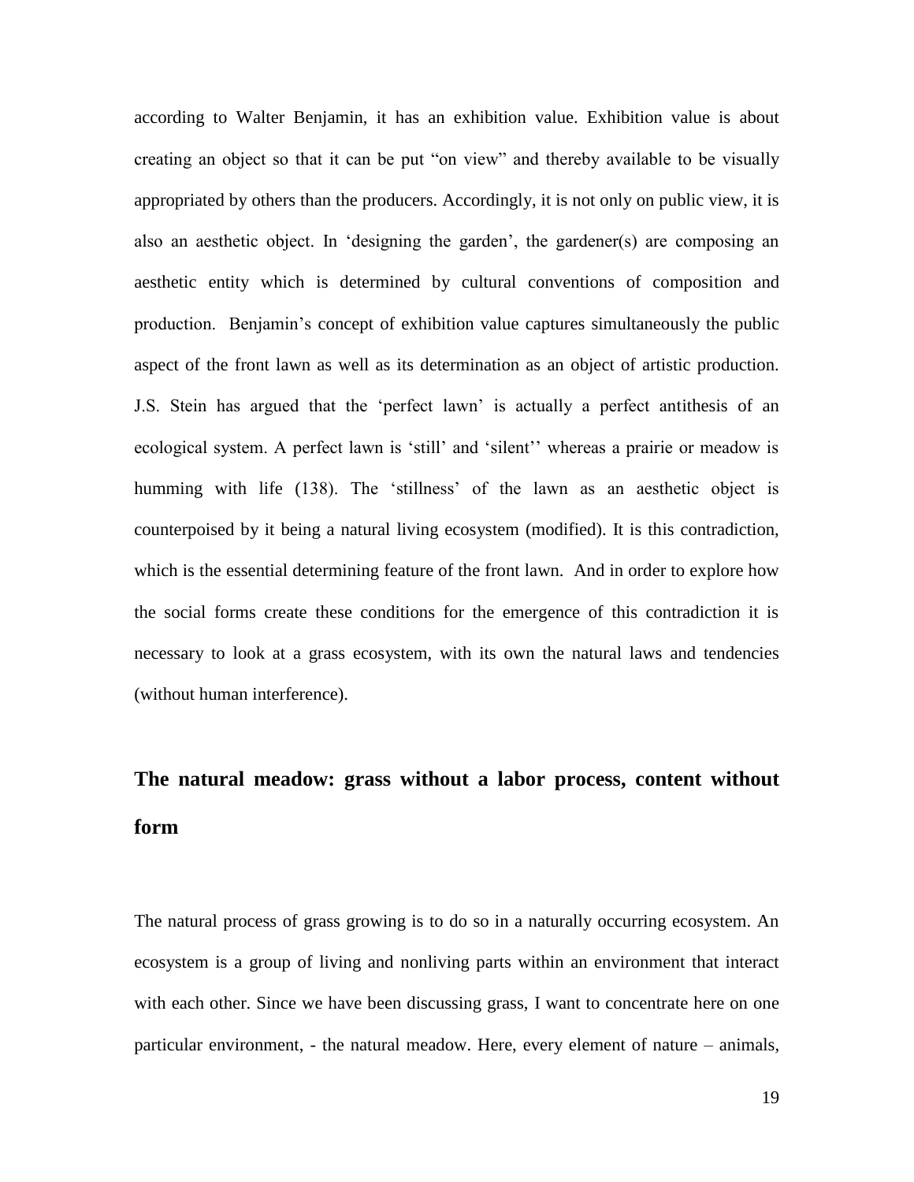according to Walter Benjamin, it has an exhibition value. Exhibition value is about creating an object so that it can be put "on view" and thereby available to be visually appropriated by others than the producers. Accordingly, it is not only on public view, it is also an aesthetic object. In 'designing the garden', the gardener(s) are composing an aesthetic entity which is determined by cultural conventions of composition and production. Benjamin's concept of exhibition value captures simultaneously the public aspect of the front lawn as well as its determination as an object of artistic production. J.S. Stein has argued that the 'perfect lawn' is actually a perfect antithesis of an ecological system. A perfect lawn is 'still' and 'silent'' whereas a prairie or meadow is humming with life (138). The 'stillness' of the lawn as an aesthetic object is counterpoised by it being a natural living ecosystem (modified). It is this contradiction, which is the essential determining feature of the front lawn. And in order to explore how the social forms create these conditions for the emergence of this contradiction it is necessary to look at a grass ecosystem, with its own the natural laws and tendencies (without human interference).

## The natural meadow: grass without a labor process, content without form

The natural process of grass growing is to do so in a naturally occurring ecosystem. An ecosystem is a group of living and nonliving parts within an environment that interact with each other. Since we have been discussing grass, I want to concentrate here on one particular environment, - the natural meadow. Here, every element of nature – animals,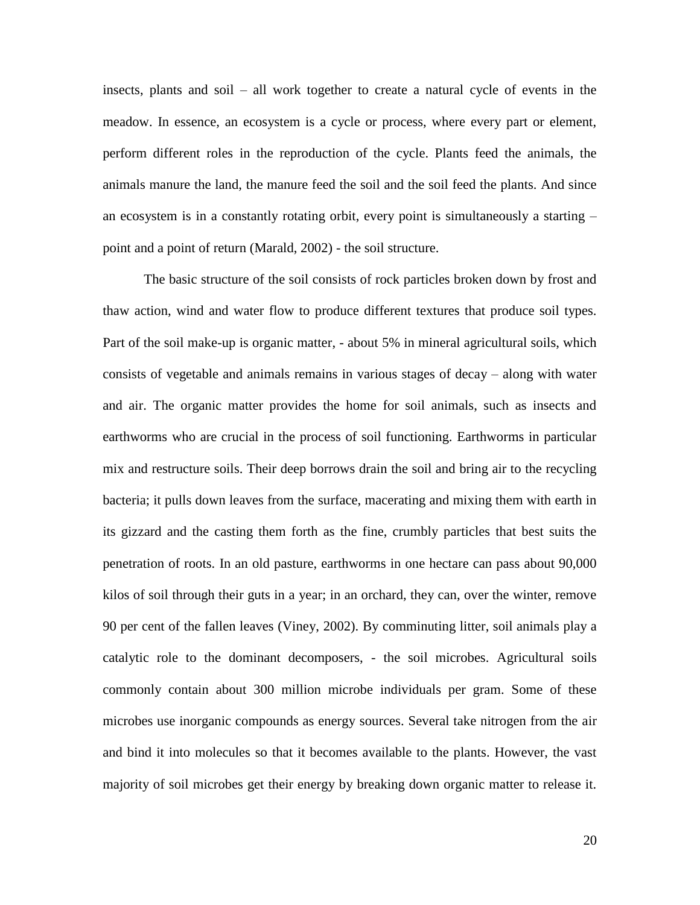insects, plants and soil – all work together to create a natural cycle of events in the meadow. In essence, an ecosystem is a cycle or process, where every part or element, perform different roles in the reproduction of the cycle. Plants feed the animals, the animals manure the land, the manure feed the soil and the soil feed the plants. And since an ecosystem is in a constantly rotating orbit, every point is simultaneously a starting – point and a point of return (Marald, 2002) - the soil structure.

The basic structure of the soil consists of rock particles broken down by frost and thaw action, wind and water flow to produce different textures that produce soil types. Part of the soil make-up is organic matter, - about 5% in mineral agricultural soils, which consists of vegetable and animals remains in various stages of decay – along with water and air. The organic matter provides the home for soil animals, such as insects and earthworms who are crucial in the process of soil functioning. Earthworms in particular mix and restructure soils. Their deep borrows drain the soil and bring air to the recycling bacteria; it pulls down leaves from the surface, macerating and mixing them with earth in its gizzard and the casting them forth as the fine, crumbly particles that best suits the penetration of roots. In an old pasture, earthworms in one hectare can pass about 90,000 kilos of soil through their guts in a year; in an orchard, they can, over the winter, remove 90 per cent of the fallen leaves (Viney, 2002). By comminuting litter, soil animals play a catalytic role to the dominant decomposers, - the soil microbes. Agricultural soils commonly contain about 300 million microbe individuals per gram. Some of these microbes use inorganic compounds as energy sources. Several take nitrogen from the air and bind it into molecules so that it becomes available to the plants. However, the vast majority of soil microbes get their energy by breaking down organic matter to release it.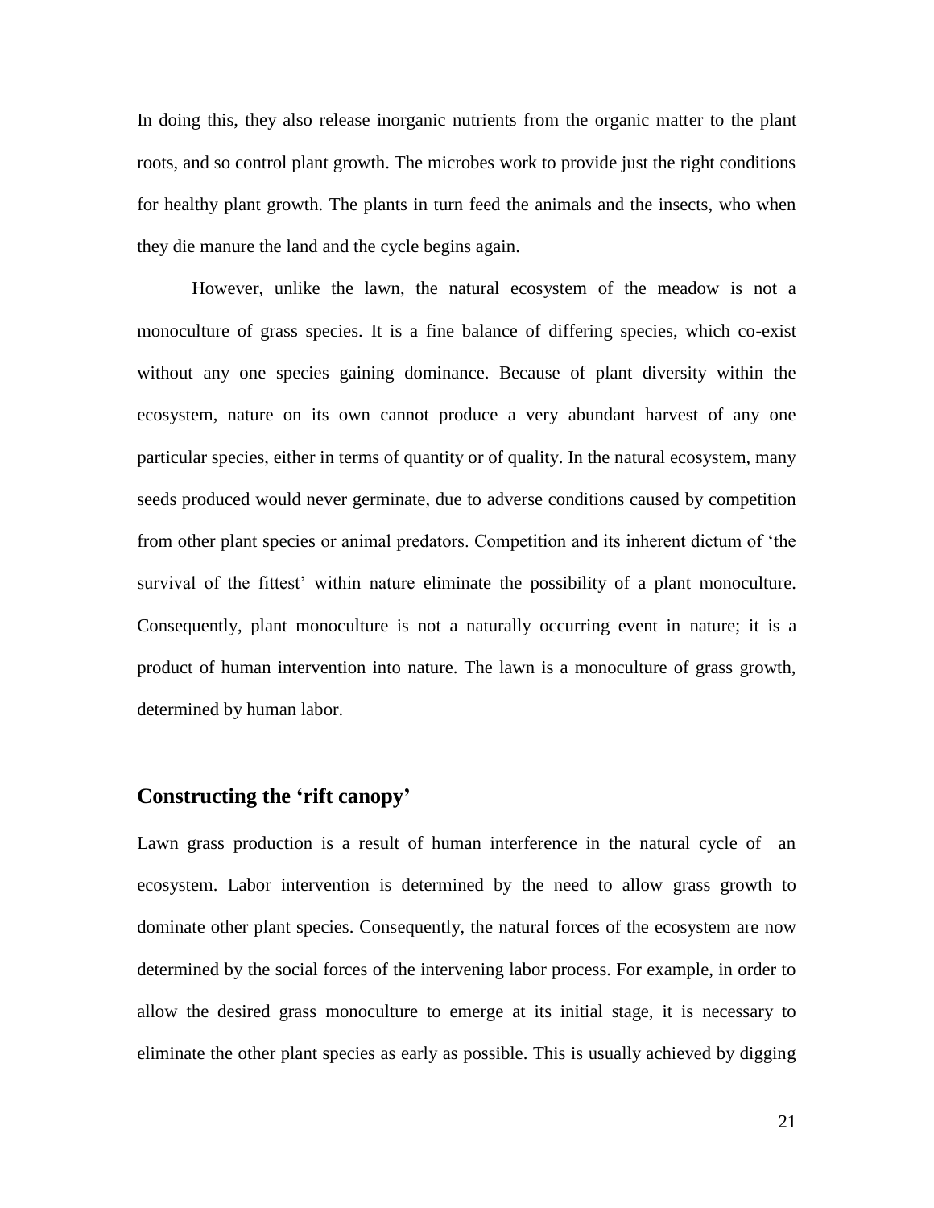In doing this, they also release inorganic nutrients from the organic matter to the plant roots, and so control plant growth. The microbes work to provide just the right conditions for healthy plant growth. The plants in turn feed the animals and the insects, who when they die manure the land and the cycle begins again.

However, unlike the lawn, the natural ecosystem of the meadow is not a monoculture of grass species. It is a fine balance of differing species, which co-exist without any one species gaining dominance. Because of plant diversity within the ecosystem, nature on its own cannot produce a very abundant harvest of any one particular species, either in terms of quantity or of quality. In the natural ecosystem, many seeds produced would never germinate, due to adverse conditions caused by competition from other plant species or animal predators. Competition and its inherent dictum of 'the survival of the fittest' within nature eliminate the possibility of a plant monoculture. Consequently, plant monoculture is not a naturally occurring event in nature; it is a product of human intervention into nature. The lawn is a monoculture of grass growth, determined by human labor.

## Constructing the 'rift canopy'

Lawn grass production is a result of human interference in the natural cycle of an ecosystem. Labor intervention is determined by the need to allow grass growth to dominate other plant species. Consequently, the natural forces of the ecosystem are now determined by the social forces of the intervening labor process. For example, in order to allow the desired grass monoculture to emerge at its initial stage, it is necessary to eliminate the other plant species as early as possible. This is usually achieved by digging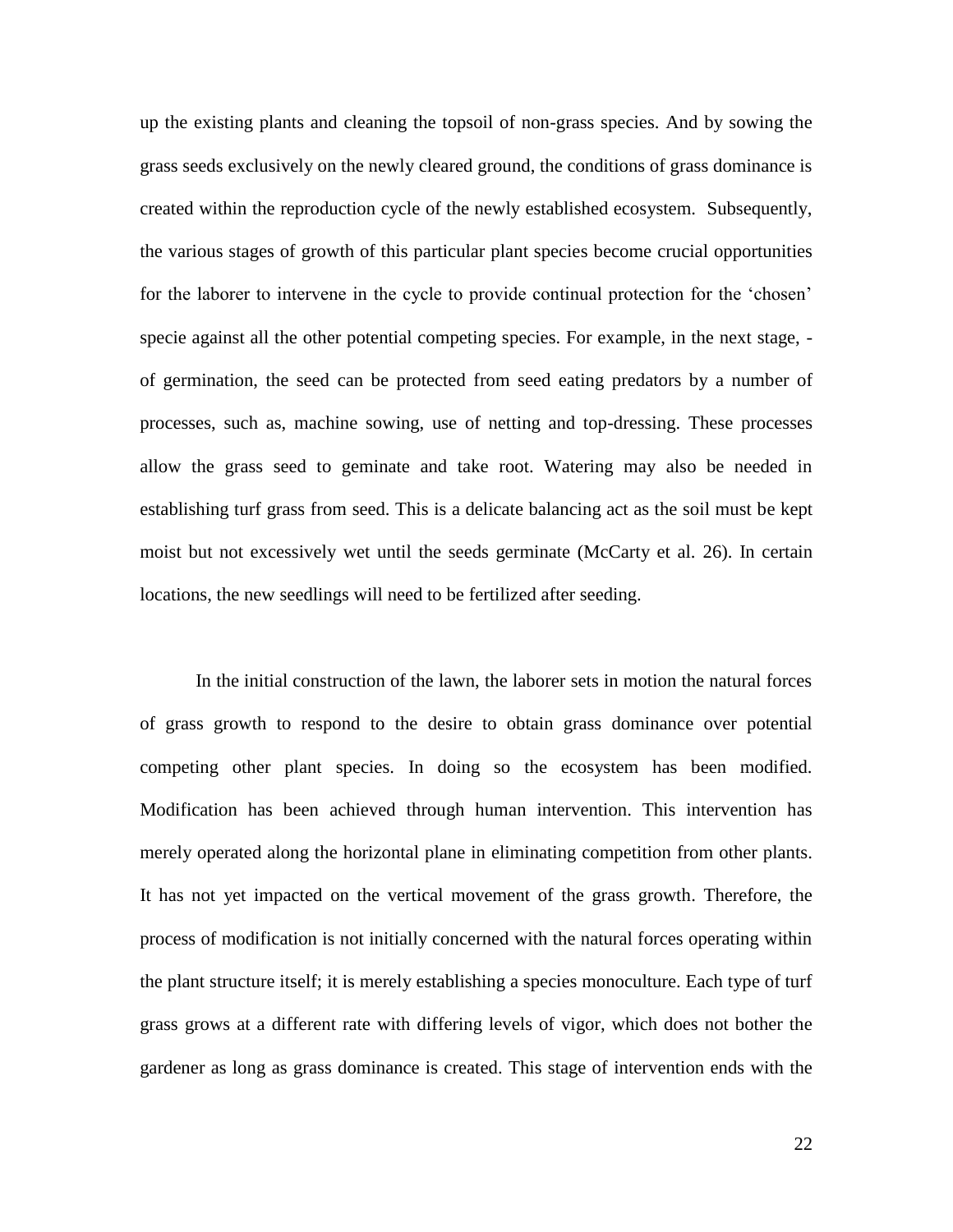up the existing plants and cleaning the topsoil of non-grass species. And by sowing the grass seeds exclusively on the newly cleared ground, the conditions of grass dominance is created within the reproduction cycle of the newly established ecosystem. Subsequently, the various stages of growth of this particular plant species become crucial opportunities for the laborer to intervene in the cycle to provide continual protection for the 'chosen' specie against all the other potential competing species. For example, in the next stage, - of germination, the seed can be protected from seed eating predators by a number of processes, such as, machine sowing, use of netting and top-dressing. These processes allow the grass seed to geminate and take root. Watering may also be needed in establishing turf grass from seed. This is a delicate balancing act as the soil must be kept moist but not excessively wet until the seeds germinate (McCarty et al. 26). In certain locations, the new seedlings will need to be fertilized after seeding.

In the initial construction of the lawn, the laborer sets in motion the natural forces of grass growth to respond to the desire to obtain grass dominance over potential competing other plant species. In doing so the ecosystem has been modified. Modification has been achieved through human intervention. This intervention has merely operated along the horizontal plane in eliminating competition from other plants. It has not yet impacted on the vertical movement of the grass growth. Therefore, the process of modification is not initially concerned with the natural forces operating within the plant structure itself; it is merely establishing a species monoculture. Each type of turf grass grows at a different rate with differing levels of vigor, which does not bother the gardener as long as grass dominance is created. This stage of intervention ends with the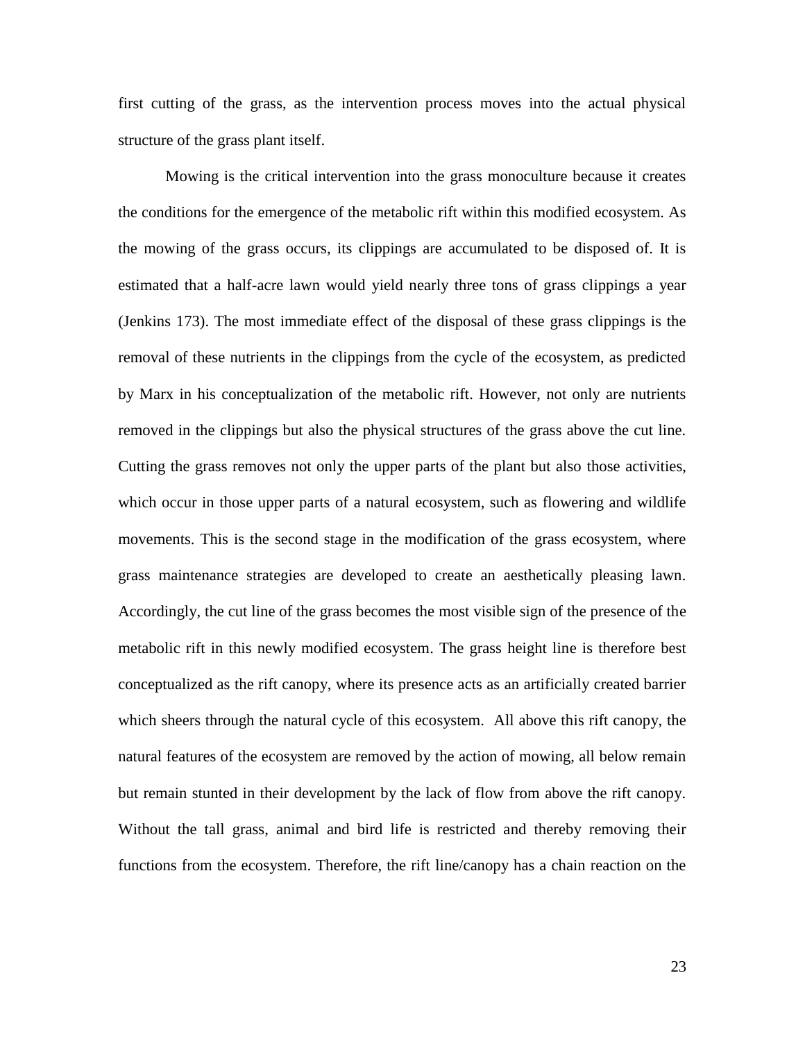first cutting of the grass, as the intervention process moves into the actual physical structure of the grass plant itself.

Mowing is the critical intervention into the grass monoculture because it creates the conditions for the emergence of the metabolic rift within this modified ecosystem. As the mowing of the grass occurs, its clippings are accumulated to be disposed of. It is estimated that a half-acre lawn would yield nearly three tons of grass clippings a year (Jenkins 173). The most immediate effect of the disposal of these grass clippings is the removal of these nutrients in the clippings from the cycle of the ecosystem, as predicted by Marx in his conceptualization of the metabolic rift. However, not only are nutrients removed in the clippings but also the physical structures of the grass above the cut line. Cutting the grass removes not only the upper parts of the plant but also those activities, which occur in those upper parts of a natural ecosystem, such as flowering and wildlife movements. This is the second stage in the modification of the grass ecosystem, where grass maintenance strategies are developed to create an aesthetically pleasing lawn. Accordingly, the cut line of the grass becomes the most visible sign of the presence of the metabolic rift in this newly modified ecosystem. The grass height line is therefore best conceptualized as the rift canopy, where its presence acts as an artificially created barrier which sheers through the natural cycle of this ecosystem. All above this rift canopy, the natural features of the ecosystem are removed by the action of mowing, all below remain but remain stunted in their development by the lack of flow from above the rift canopy. Without the tall grass, animal and bird life is restricted and thereby removing their functions from the ecosystem. Therefore, the rift line/canopy has a chain reaction on the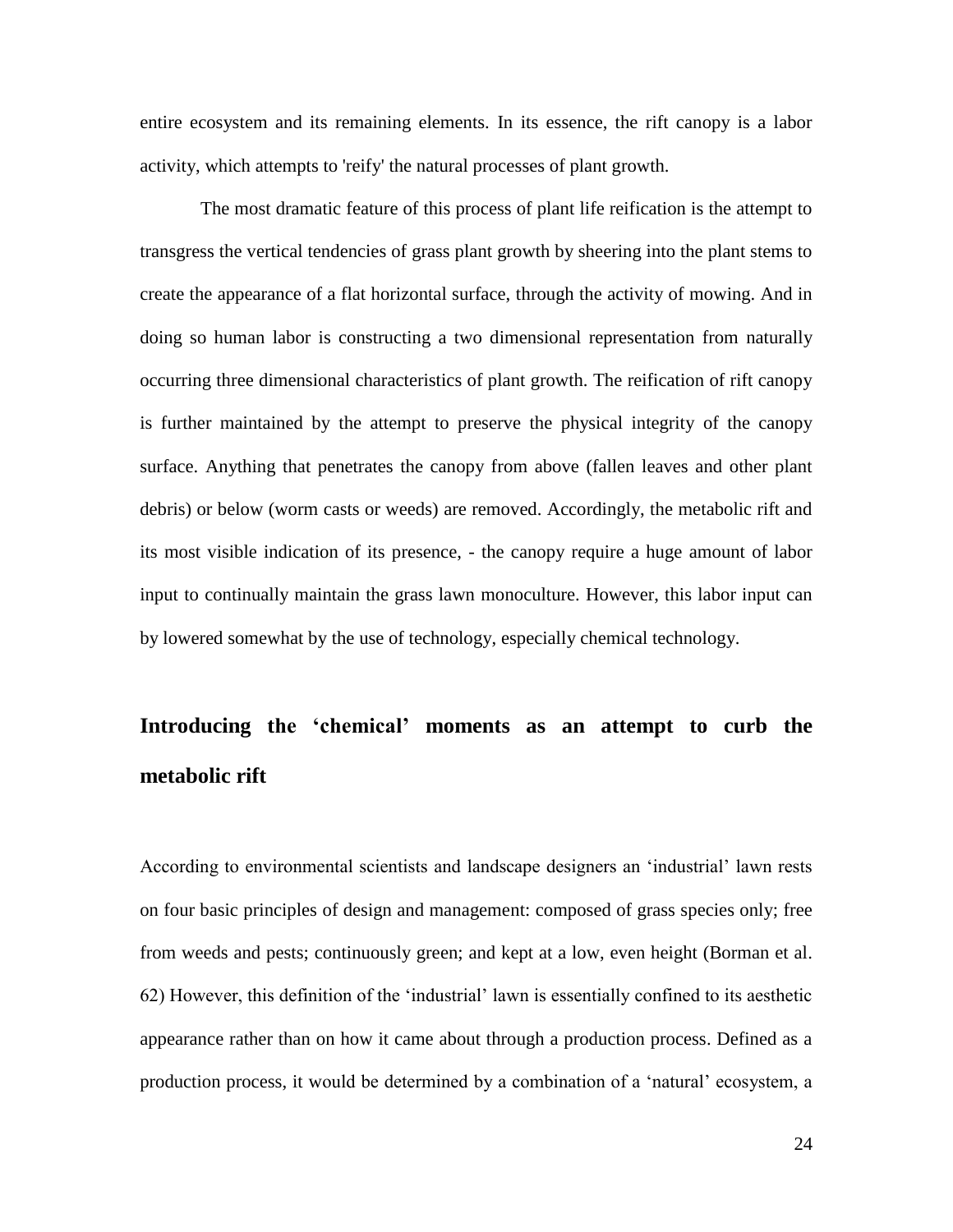entire ecosystem and its remaining elements. In its essence, the rift canopy is a labor activity, which attempts to 'reify' the natural processes of plant growth.

The most dramatic feature of this process of plant life reification is the attempt to transgress the vertical tendencies of grass plant growth by sheering into the plant stems to create the appearance of a flat horizontal surface, through the activity of mowing. And in doing so human labor is constructing a two dimensional representation from naturally occurring three dimensional characteristics of plant growth. The reification of rift canopy is further maintained by the attempt to preserve the physical integrity of the canopy surface. Anything that penetrates the canopy from above (fallen leaves and other plant debris) or below (worm casts or weeds) are removed. Accordingly, the metabolic rift and its most visible indication of its presence, - the canopy require a huge amount of labor input to continually maintain the grass lawn monoculture. However, this labor input can by lowered somewhat by the use of technology, especially chemical technology.

## Introducing the 'chemical' moments as an attempt to curb the metabolic rift

According to environmental scientists and landscape designers an 'industrial' lawn rests on four basic principles of design and management: composed of grass species only; free from weeds and pests; continuously green; and kept at a low, even height (Borman et al. 62) However, this definition of the 'industrial' lawn is essentially confined to its aesthetic appearance rather than on how it came about through a production process. Defined as a production process, it would be determined by a combination of a 'natural' ecosystem, a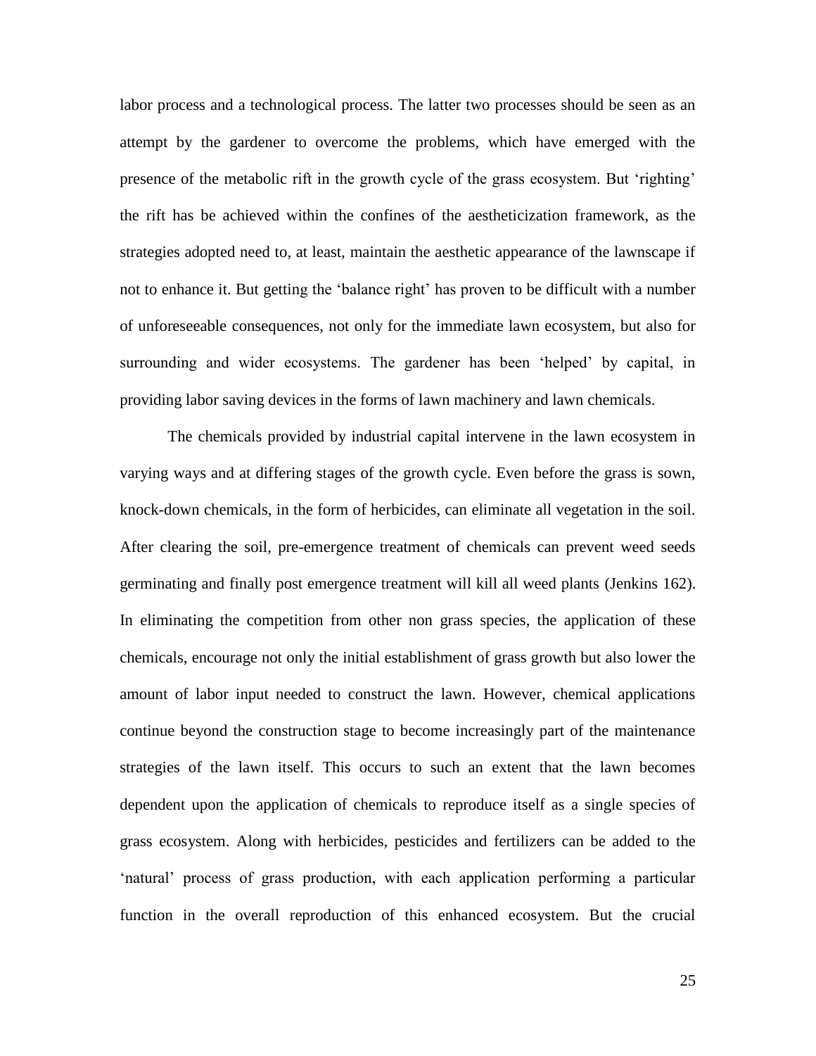labor process and a technological process. The latter two processes should be seen as an attempt by the gardener to overcome the problems, which have emerged with the presence of the metabolic rift in the growth cycle of the grass ecosystem. But 'righting' the rift has be achieved within the confines of the aestheticization framework, as the strategies adopted need to, at least, maintain the aesthetic appearance of the lawnscape if not to enhance it. But getting the 'balance right' has proven to be difficult with a number of unforeseeable consequences, not only for the immediate lawn ecosystem, but also for surrounding and wider ecosystems. The gardener has been 'helped' by capital, in providing labor saving devices in the forms of lawn machinery and lawn chemicals.

The chemicals provided by industrial capital intervene in the lawn ecosystem in varying ways and at differing stages of the growth cycle. Even before the grass is sown, knock-down chemicals, in the form of herbicides, can eliminate all vegetation in the soil. After clearing the soil, pre-emergence treatment of chemicals can prevent weed seeds germinating and finally post emergence treatment will kill all weed plants (Jenkins 162). In eliminating the competition from other non grass species, the application of these chemicals, encourage not only the initial establishment of grass growth but also lower the amount of labor input needed to construct the lawn. However, chemical applications continue beyond the construction stage to become increasingly part of the maintenance strategies of the lawn itself. This occurs to such an extent that the lawn becomes dependent upon the application of chemicals to reproduce itself as a single species of grass ecosystem. Along with herbicides, pesticides and fertilizers can be added to the 'natural' process of grass production, with each application performing a particular function in the overall reproduction of this enhanced ecosystem. But the crucial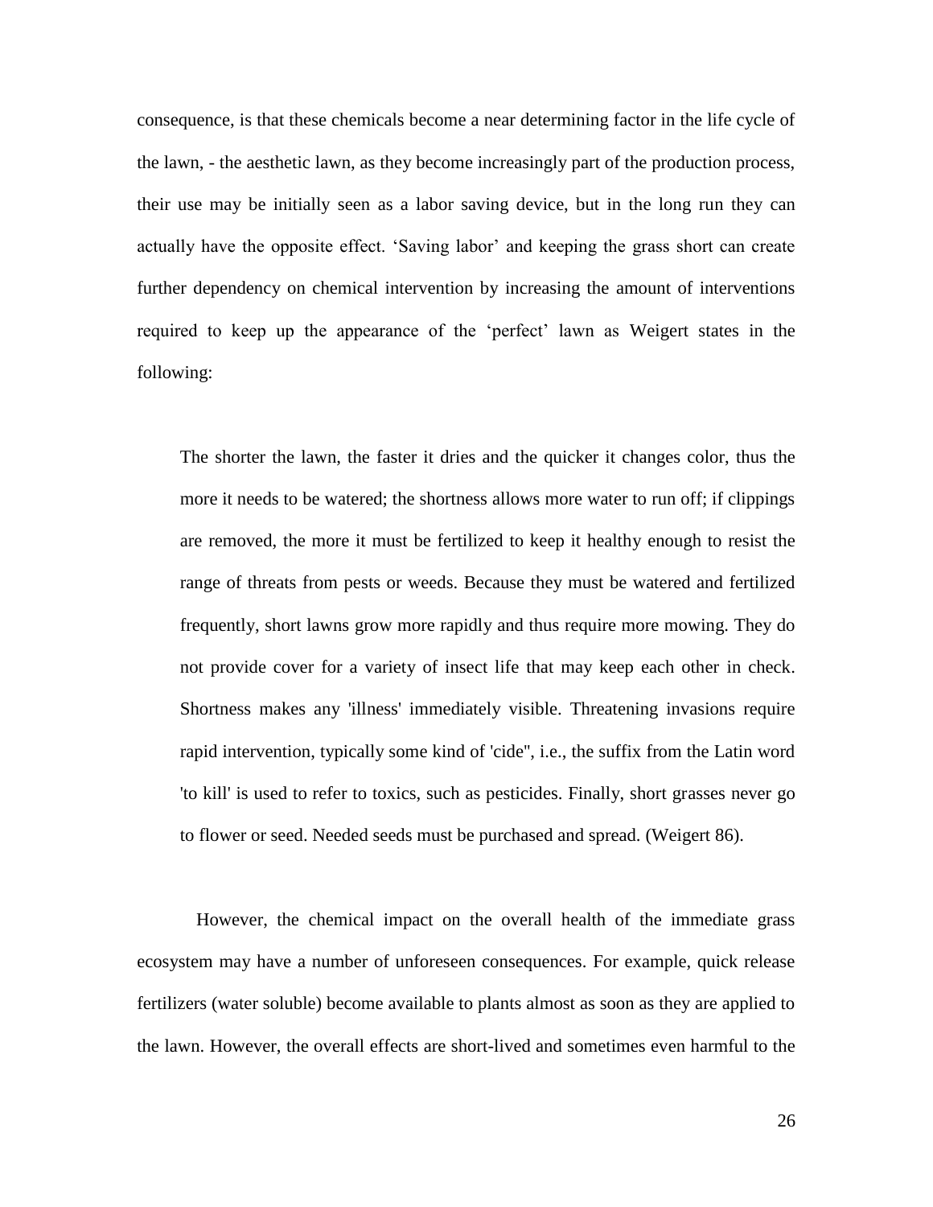consequence, is that these chemicals become a near determining factor in the life cycle of the lawn, - the aesthetic lawn, as they become increasingly part of the production process, their use may be initially seen as a labor saving device, but in the long run they can actually have the opposite effect. 'Saving labor' and keeping the grass short can create further dependency on chemical intervention by increasing the amount of interventions required to keep up the appearance of the 'perfect' lawn as Weigert states in the following:

> The shorter the lawn, the faster it dries and the quicker it changes color, thus the more it needs to be watered; the shortness allows more water to run off; if clippings are removed, the more it must be fertilized to keep it healthy enough to resist the range of threats from pests or weeds. Because they must be watered and fertilized frequently, short lawns grow more rapidly and thus require more mowing. They do not provide cover for a variety of insect life that may keep each other in check. Shortness makes any 'illness' immediately visible. Threatening invasions require rapid intervention, typically some kind of 'cide'', i.e., the suffix from the Latin word 'to kill' is used to refer to toxics, such as pesticides. Finally, short grasses never go to flower or seed. Needed seeds must be purchased and spread. (Weigert 86).

However, the chemical impact on the overall health of the immediate grass ecosystem may have a number of unforeseen consequences. For example, quick release fertilizers (water soluble) become available to plants almost as soon as they are applied to the lawn. However, the overall effects are short-lived and sometimes even harmful to the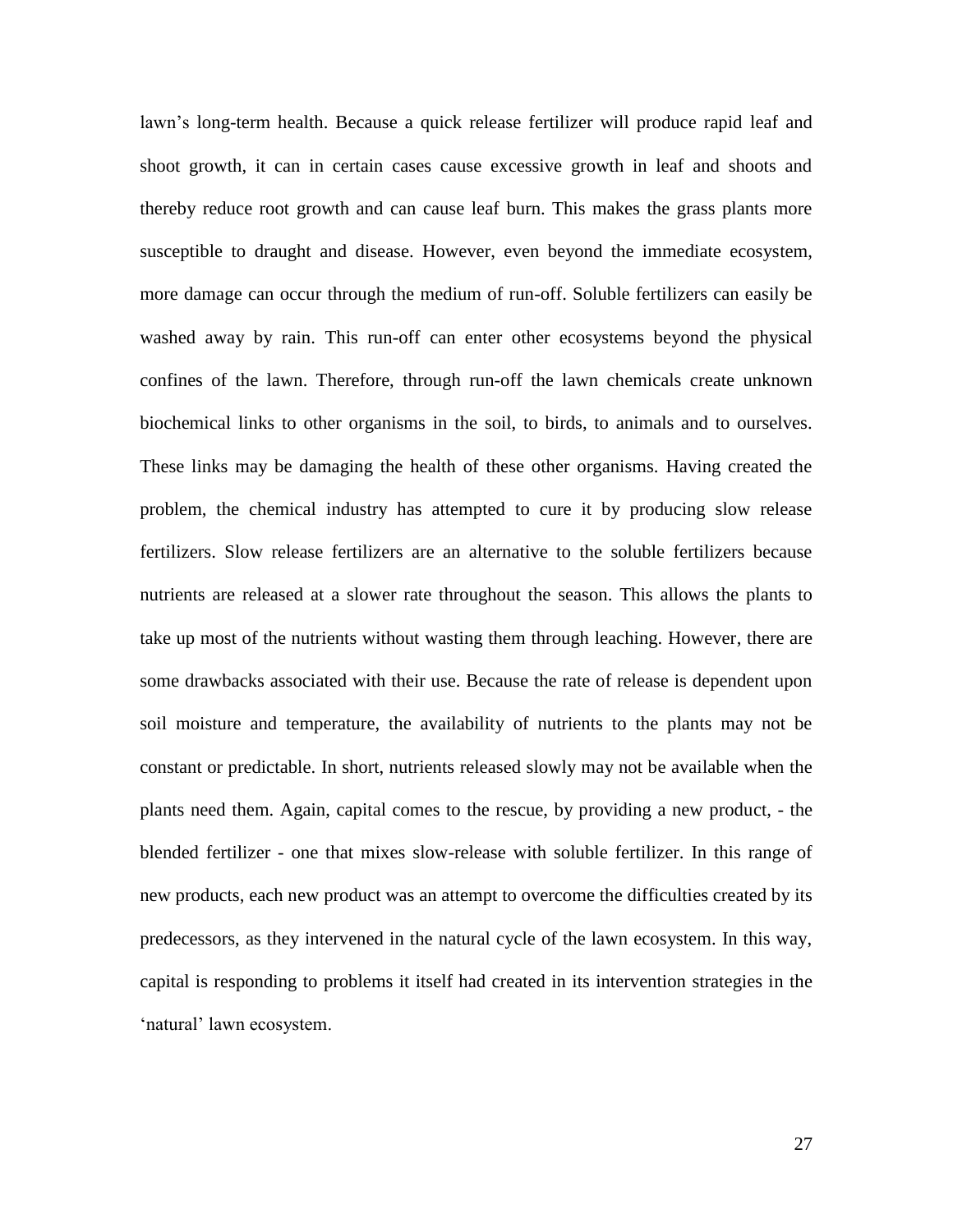lawn's long-term health. Because a quick release fertilizer will produce rapid leaf and shoot growth, it can in certain cases cause excessive growth in leaf and shoots and thereby reduce root growth and can cause leaf burn. This makes the grass plants more susceptible to draught and disease. However, even beyond the immediate ecosystem, more damage can occur through the medium of run-off. Soluble fertilizers can easily be washed away by rain. This run-off can enter other ecosystems beyond the physical confines of the lawn. Therefore, through run-off the lawn chemicals create unknown biochemical links to other organisms in the soil, to birds, to animals and to ourselves. These links may be damaging the health of these other organisms. Having created the problem, the chemical industry has attempted to cure it by producing slow release fertilizers. Slow release fertilizers are an alternative to the soluble fertilizers because nutrients are released at a slower rate throughout the season. This allows the plants to take up most of the nutrients without wasting them through leaching. However, there are some drawbacks associated with their use. Because the rate of release is dependent upon soil moisture and temperature, the availability of nutrients to the plants may not be constant or predictable. In short, nutrients released slowly may not be available when the plants need them. Again, capital comes to the rescue, by providing a new product, - the blended fertilizer - one that mixes slow-release with soluble fertilizer. In this range of new products, each new product was an attempt to overcome the difficulties created by its predecessors, as they intervened in the natural cycle of the lawn ecosystem. In this way, capital is responding to problems it itself had created in its intervention strategies in the 'natural' lawn ecosystem.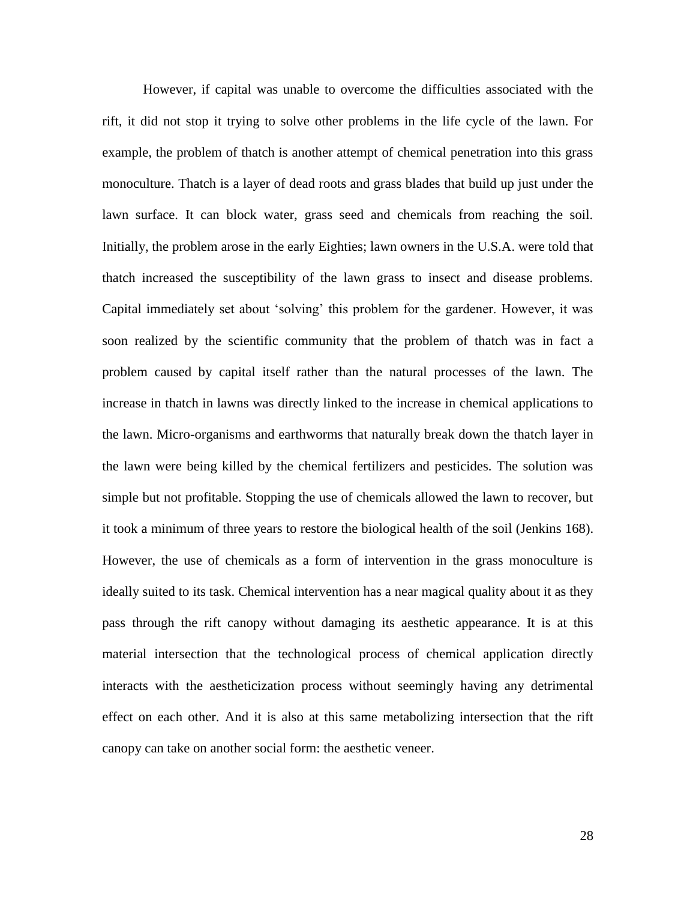However, if capital was unable to overcome the difficulties associated with the rift, it did not stop it trying to solve other problems in the life cycle of the lawn. For example, the problem of thatch is another attempt of chemical penetration into this grass monoculture. Thatch is a layer of dead roots and grass blades that build up just under the lawn surface. It can block water, grass seed and chemicals from reaching the soil. Initially, the problem arose in the early Eighties; lawn owners in the U.S.A. were told that thatch increased the susceptibility of the lawn grass to insect and disease problems. Capital immediately set about 'solving' this problem for the gardener. However, it was soon realized by the scientific community that the problem of thatch was in fact a problem caused by capital itself rather than the natural processes of the lawn. The increase in thatch in lawns was directly linked to the increase in chemical applications to the lawn. Micro-organisms and earthworms that naturally break down the thatch layer in the lawn were being killed by the chemical fertilizers and pesticides. The solution was simple but not profitable. Stopping the use of chemicals allowed the lawn to recover, but it took a minimum of three years to restore the biological health of the soil (Jenkins 168). However, the use of chemicals as a form of intervention in the grass monoculture is ideally suited to its task. Chemical intervention has a near magical quality about it as they pass through the rift canopy without damaging its aesthetic appearance. It is at this material intersection that the technological process of chemical application directly interacts with the aestheticization process without seemingly having any detrimental effect on each other. And it is also at this same metabolizing intersection that the rift canopy can take on another social form: the aesthetic veneer.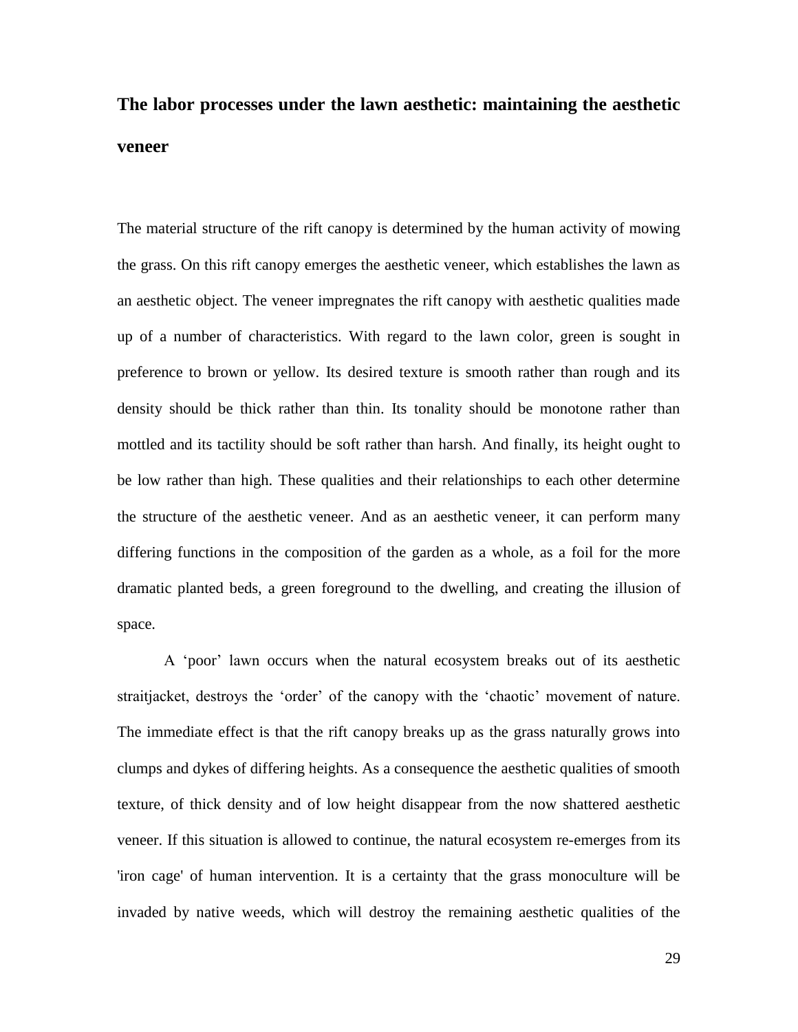## The labor processes under the lawn aesthetic: maintaining the aesthetic veneer

The material structure of the rift canopy is determined by the human activity of mowing the grass. On this rift canopy emerges the aesthetic veneer, which establishes the lawn as an aesthetic object. The veneer impregnates the rift canopy with aesthetic qualities made up of a number of characteristics. With regard to the lawn color, green is sought in preference to brown or yellow. Its desired texture is smooth rather than rough and its density should be thick rather than thin. Its tonality should be monotone rather than mottled and its tactility should be soft rather than harsh. And finally, its height ought to be low rather than high. These qualities and their relationships to each other determine the structure of the aesthetic veneer. And as an aesthetic veneer, it can perform many differing functions in the composition of the garden as a whole, as a foil for the more dramatic planted beds, a green foreground to the dwelling, and creating the illusion of space.

A 'poor' lawn occurs when the natural ecosystem breaks out of its aesthetic straitjacket, destroys the 'order' of the canopy with the 'chaotic' movement of nature. The immediate effect is that the rift canopy breaks up as the grass naturally grows into clumps and dykes of differing heights. As a consequence the aesthetic qualities of smooth texture, of thick density and of low height disappear from the now shattered aesthetic veneer. If this situation is allowed to continue, the natural ecosystem re-emerges from its 'iron cage' of human intervention. It is a certainty that the grass monoculture will be invaded by native weeds, which will destroy the remaining aesthetic qualities of the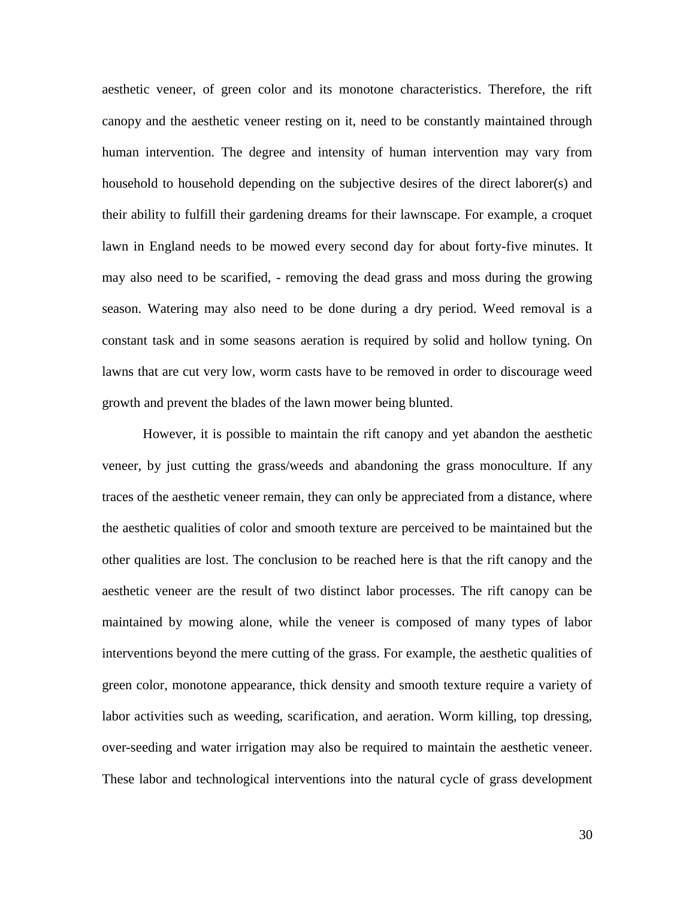aesthetic veneer, of green color and its monotone characteristics. Therefore, the rift canopy and the aesthetic veneer resting on it, need to be constantly maintained through human intervention. The degree and intensity of human intervention may vary from household to household depending on the subjective desires of the direct laborer(s) and their ability to fulfill their gardening dreams for their lawnscape. For example, a croquet lawn in England needs to be mowed every second day for about forty-five minutes. It may also need to be scarified, - removing the dead grass and moss during the growing season. Watering may also need to be done during a dry period. Weed removal is a constant task and in some seasons aeration is required by solid and hollow tyning. On lawns that are cut very low, worm casts have to be removed in order to discourage weed growth and prevent the blades of the lawn mower being blunted.

However, it is possible to maintain the rift canopy and yet abandon the aesthetic veneer, by just cutting the grass/weeds and abandoning the grass monoculture. If any traces of the aesthetic veneer remain, they can only be appreciated from a distance, where the aesthetic qualities of color and smooth texture are perceived to be maintained but the other qualities are lost. The conclusion to be reached here is that the rift canopy and the aesthetic veneer are the result of two distinct labor processes. The rift canopy can be maintained by mowing alone, while the veneer is composed of many types of labor interventions beyond the mere cutting of the grass. For example, the aesthetic qualities of green color, monotone appearance, thick density and smooth texture require a variety of labor activities such as weeding, scarification, and aeration. Worm killing, top dressing, over-seeding and water irrigation may also be required to maintain the aesthetic veneer. These labor and technological interventions into the natural cycle of grass development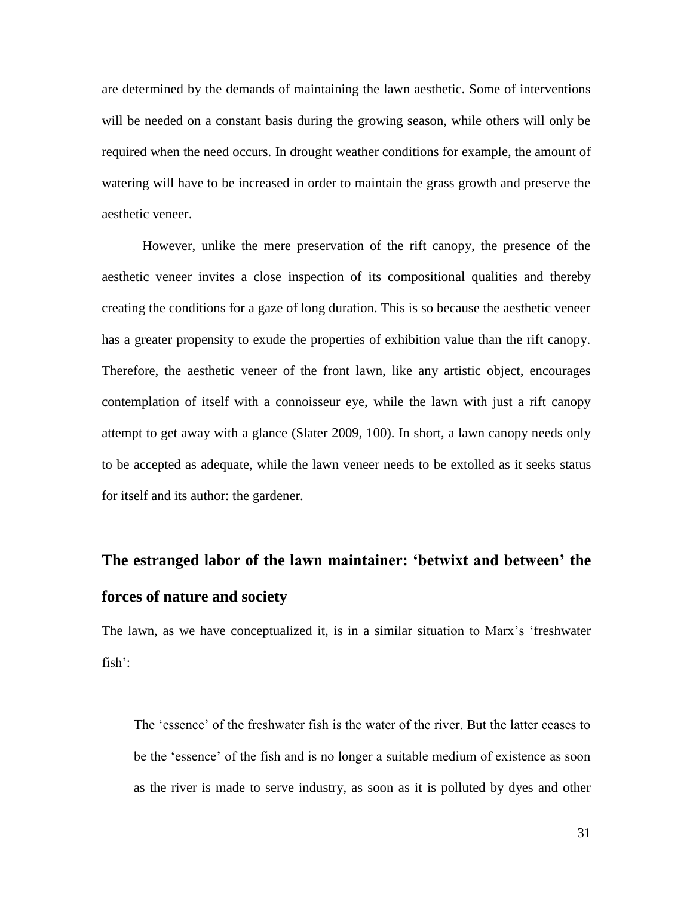are determined by the demands of maintaining the lawn aesthetic. Some of interventions will be needed on a constant basis during the growing season, while others will only be required when the need occurs. In drought weather conditions for example, the amount of watering will have to be increased in order to maintain the grass growth and preserve the aesthetic veneer.

However, unlike the mere preservation of the rift canopy, the presence of the aesthetic veneer invites a close inspection of its compositional qualities and thereby creating the conditions for a gaze of long duration. This is so because the aesthetic veneer has a greater propensity to exude the properties of exhibition value than the rift canopy. Therefore, the aesthetic veneer of the front lawn, like any artistic object, encourages contemplation of itself with a connoisseur eye, while the lawn with just a rift canopy attempt to get away with a glance (Slater 2009, 100). In short, a lawn canopy needs only to be accepted as adequate, while the lawn veneer needs to be extolled as it seeks status for itself and its author: the gardener.

## The estranged labor of the lawn maintainer: 'betwixt and between' the forces of nature and society

The lawn, as we have conceptualized it, is in a similar situation to Marx's 'freshwater fish':

> The 'essence' of the freshwater fish is the water of the river. But the latter ceases to be the 'essence' of the fish and is no longer a suitable medium of existence as soon as the river is made to serve industry, as soon as it is polluted by dyes and other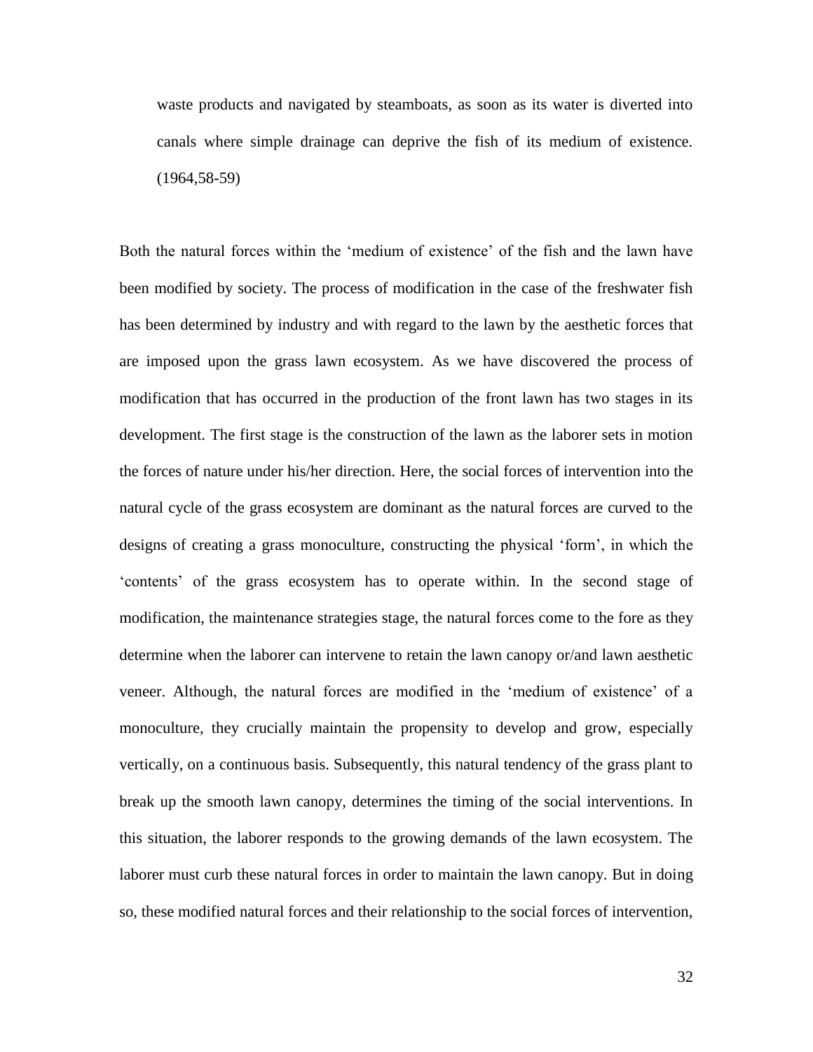> waste products and navigated by steamboats, as soon as its water is diverted into canals where simple drainage can deprive the fish of its medium of existence. (1964,58-59)

Both the natural forces within the 'medium of existence' of the fish and the lawn have been modified by society. The process of modification in the case of the freshwater fish has been determined by industry and with regard to the lawn by the aesthetic forces that are imposed upon the grass lawn ecosystem. As we have discovered the process of modification that has occurred in the production of the front lawn has two stages in its development. The first stage is the construction of the lawn as the laborer sets in motion the forces of nature under his/her direction. Here, the social forces of intervention into the natural cycle of the grass ecosystem are dominant as the natural forces are curved to the designs of creating a grass monoculture, constructing the physical 'form', in which the 'contents' of the grass ecosystem has to operate within. In the second stage of modification, the maintenance strategies stage, the natural forces come to the fore as they determine when the laborer can intervene to retain the lawn canopy or/and lawn aesthetic veneer. Although, the natural forces are modified in the 'medium of existence' of a monoculture, they crucially maintain the propensity to develop and grow, especially vertically, on a continuous basis. Subsequently, this natural tendency of the grass plant to break up the smooth lawn canopy, determines the timing of the social interventions. In this situation, the laborer responds to the growing demands of the lawn ecosystem. The laborer must curb these natural forces in order to maintain the lawn canopy. But in doing so, these modified natural forces and their relationship to the social forces of intervention,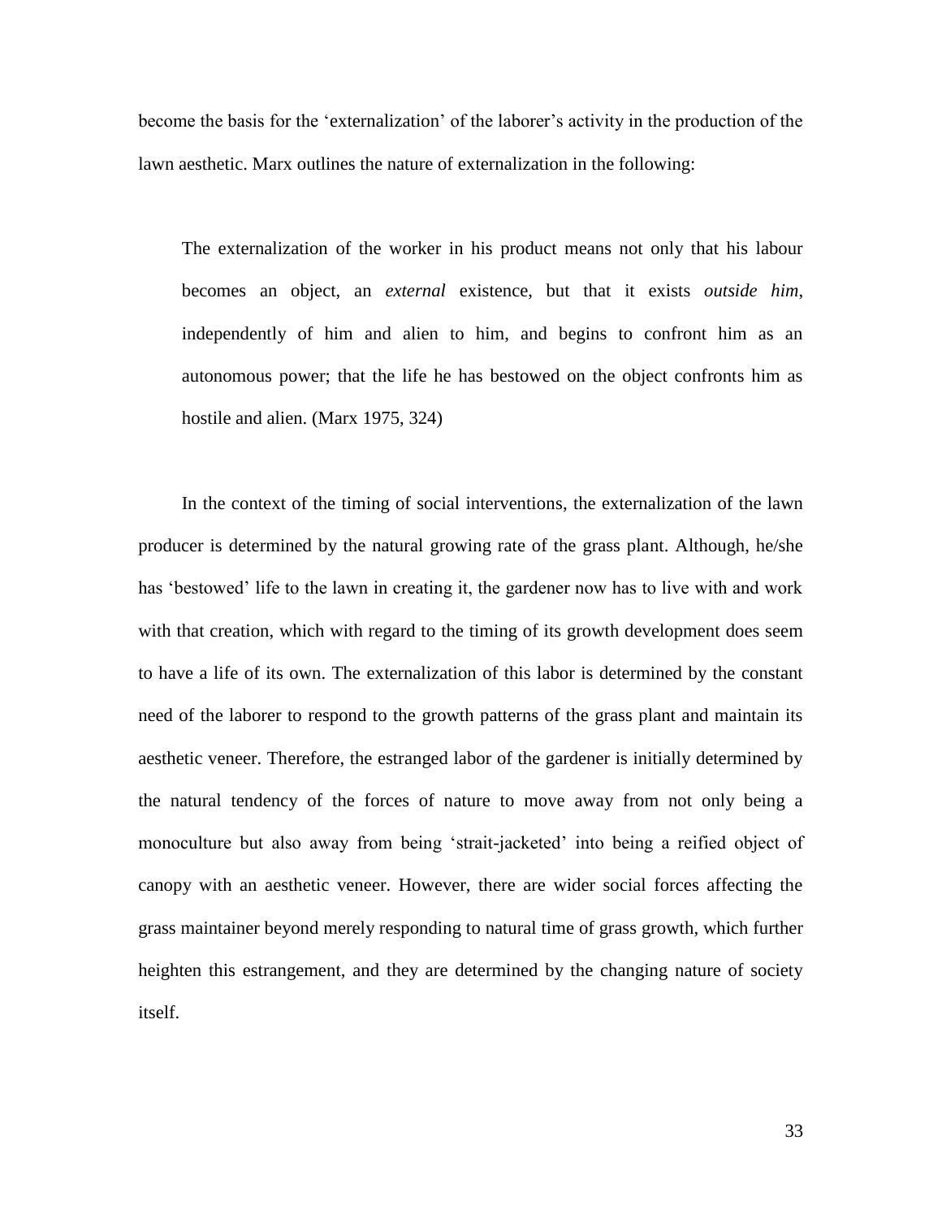become the basis for the 'externalization' of the laborer's activity in the production of the lawn aesthetic. Marx outlines the nature of externalization in the following:

> The externalization of the worker in his product means not only that his labour becomes an object, an *external* existence, but that it exists *outside him*, independently of him and alien to him, and begins to confront him as an autonomous power; that the life he has bestowed on the object confronts him as hostile and alien. (Marx 1975, 324)

In the context of the timing of social interventions, the externalization of the lawn producer is determined by the natural growing rate of the grass plant. Although, he/she has 'bestowed' life to the lawn in creating it, the gardener now has to live with and work with that creation, which with regard to the timing of its growth development does seem to have a life of its own. The externalization of this labor is determined by the constant need of the laborer to respond to the growth patterns of the grass plant and maintain its aesthetic veneer. Therefore, the estranged labor of the gardener is initially determined by the natural tendency of the forces of nature to move away from not only being a monoculture but also away from being 'strait-jacketed' into being a reified object of canopy with an aesthetic veneer. However, there are wider social forces affecting the grass maintainer beyond merely responding to natural time of grass growth, which further heighten this estrangement, and they are determined by the changing nature of society itself.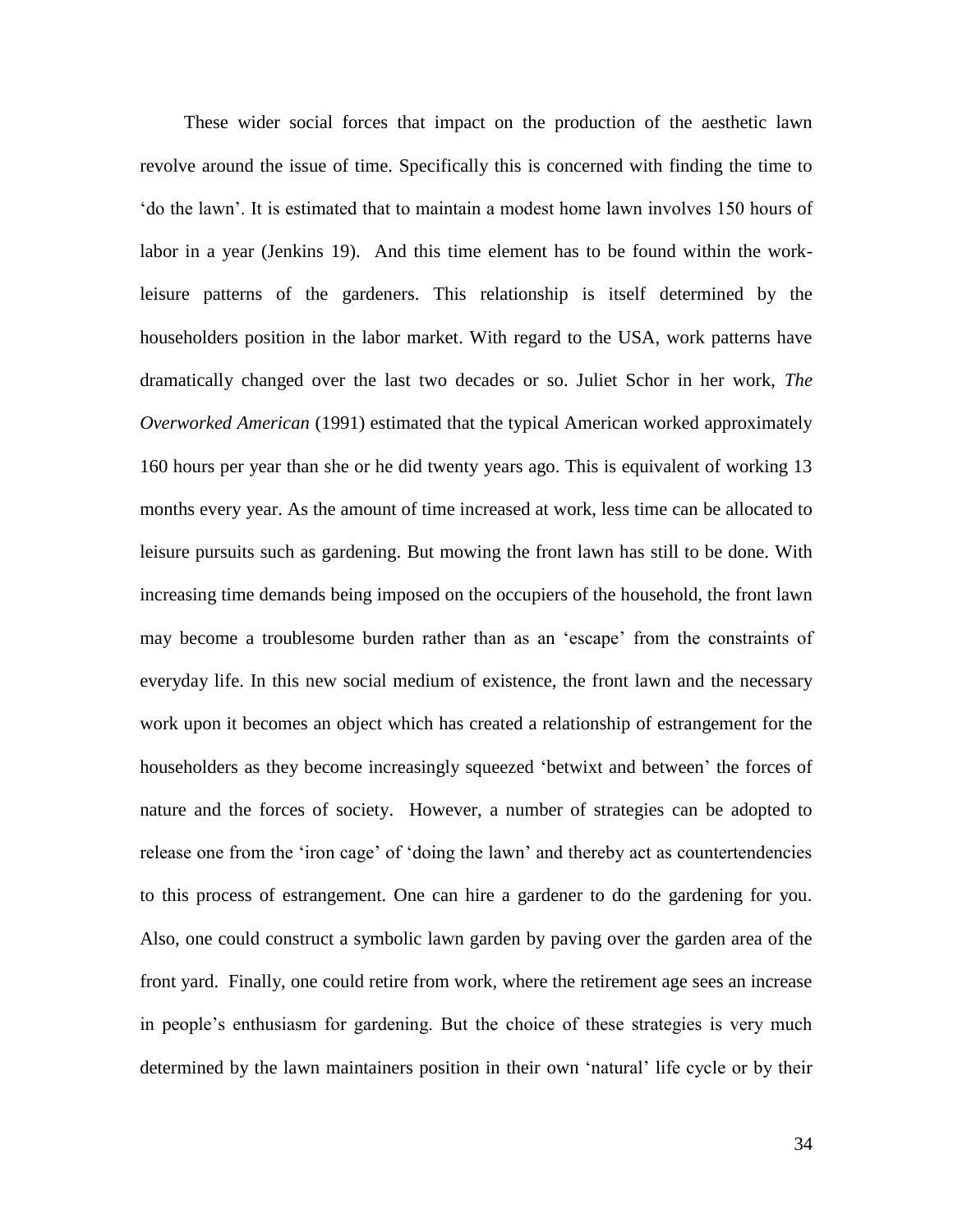These wider social forces that impact on the production of the aesthetic lawn revolve around the issue of time. Specifically this is concerned with finding the time to 'do the lawn'. It is estimated that to maintain a modest home lawn involves 150 hours of labor in a year (Jenkins 19). And this time element has to be found within the work-leisure patterns of the gardeners. This relationship is itself determined by the householders position in the labor market. With regard to the USA, work patterns have dramatically changed over the last two decades or so. Juliet Schor in her work, *The Overworked American* (1991) estimated that the typical American worked approximately 160 hours per year than she or he did twenty years ago. This is equivalent of working 13 months every year. As the amount of time increased at work, less time can be allocated to leisure pursuits such as gardening. But mowing the front lawn has still to be done. With increasing time demands being imposed on the occupiers of the household, the front lawn may become a troublesome burden rather than as an 'escape' from the constraints of everyday life. In this new social medium of existence, the front lawn and the necessary work upon it becomes an object which has created a relationship of estrangement for the householders as they become increasingly squeezed 'betwixt and between' the forces of nature and the forces of society. However, a number of strategies can be adopted to release one from the 'iron cage' of 'doing the lawn' and thereby act as countertendencies to this process of estrangement. One can hire a gardener to do the gardening for you. Also, one could construct a symbolic lawn garden by paving over the garden area of the front yard. Finally, one could retire from work, where the retirement age sees an increase in people's enthusiasm for gardening. But the choice of these strategies is very much determined by the lawn maintainers position in their own 'natural' life cycle or by their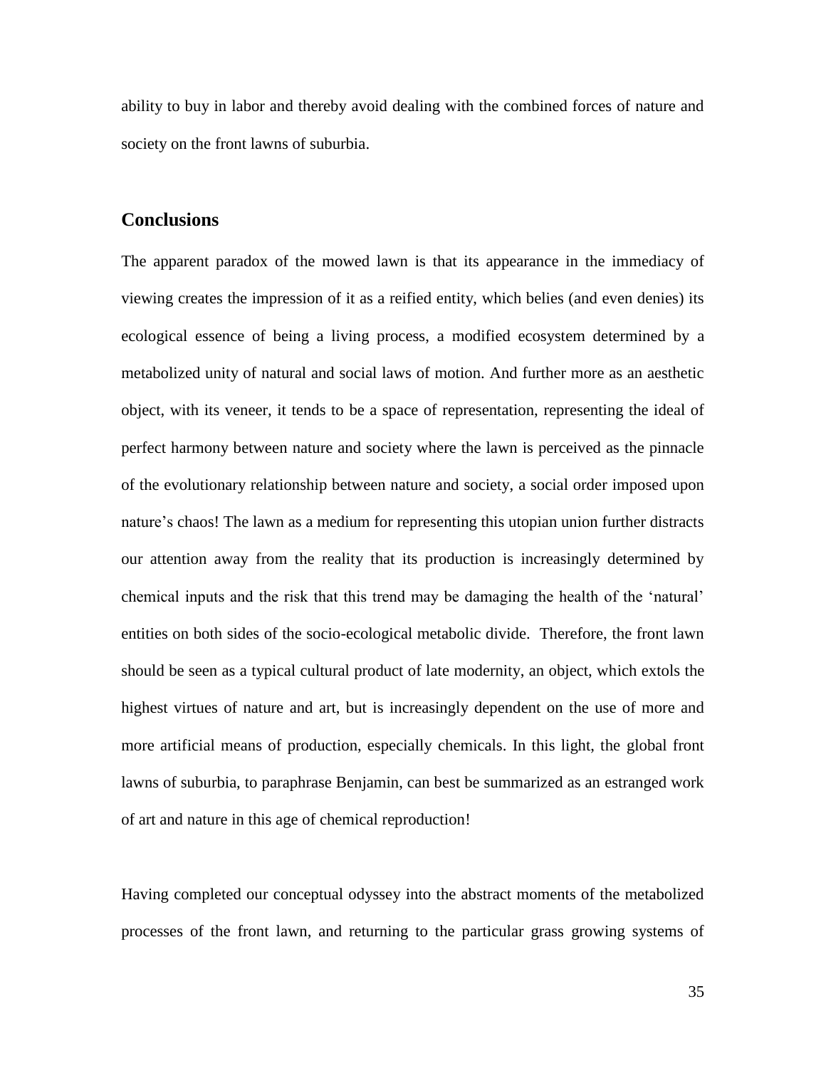ability to buy in labor and thereby avoid dealing with the combined forces of nature and society on the front lawns of suburbia.

## Conclusions

The apparent paradox of the mowed lawn is that its appearance in the immediacy of viewing creates the impression of it as a reified entity, which belies (and even denies) its ecological essence of being a living process, a modified ecosystem determined by a metabolized unity of natural and social laws of motion. And further more as an aesthetic object, with its veneer, it tends to be a space of representation, representing the ideal of perfect harmony between nature and society where the lawn is perceived as the pinnacle of the evolutionary relationship between nature and society, a social order imposed upon nature's chaos! The lawn as a medium for representing this utopian union further distracts our attention away from the reality that its production is increasingly determined by chemical inputs and the risk that this trend may be damaging the health of the 'natural' entities on both sides of the socio-ecological metabolic divide. Therefore, the front lawn should be seen as a typical cultural product of late modernity, an object, which extols the highest virtues of nature and art, but is increasingly dependent on the use of more and more artificial means of production, especially chemicals. In this light, the global front lawns of suburbia, to paraphrase Benjamin, can best be summarized as an estranged work of art and nature in this age of chemical reproduction!

Having completed our conceptual odyssey into the abstract moments of the metabolized processes of the front lawn, and returning to the particular grass growing systems of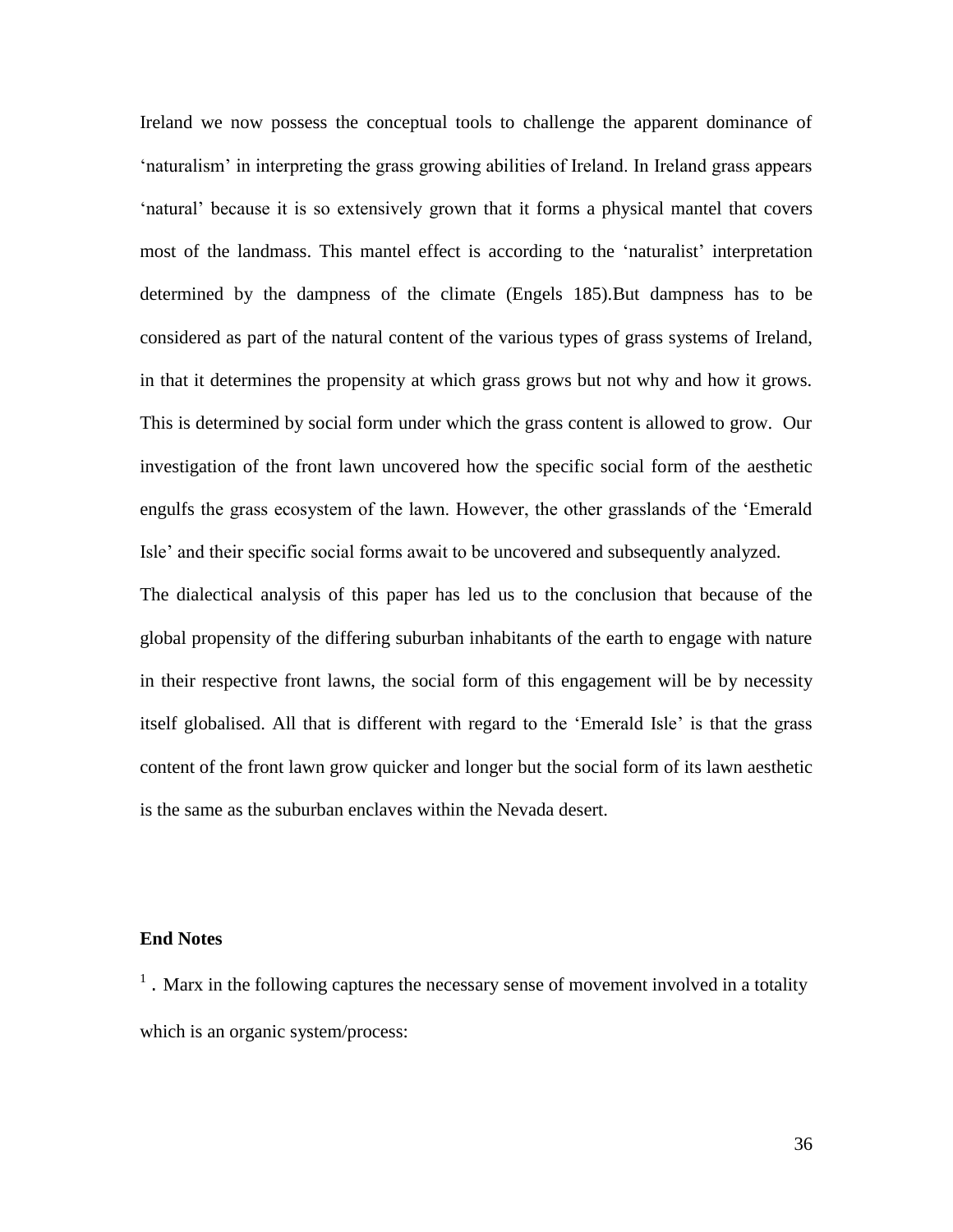Ireland we now possess the conceptual tools to challenge the apparent dominance of 'naturalism' in interpreting the grass growing abilities of Ireland. In Ireland grass appears 'natural' because it is so extensively grown that it forms a physical mantel that covers most of the landmass. This mantel effect is according to the 'naturalist' interpretation determined by the dampness of the climate (Engels 185).But dampness has to be considered as part of the natural content of the various types of grass systems of Ireland, in that it determines the propensity at which grass grows but not why and how it grows. This is determined by social form under which the grass content is allowed to grow. Our investigation of the front lawn uncovered how the specific social form of the aesthetic engulfs the grass ecosystem of the lawn. However, the other grasslands of the 'Emerald Isle' and their specific social forms await to be uncovered and subsequently analyzed.

The dialectical analysis of this paper has led us to the conclusion that because of the global propensity of the differing suburban inhabitants of the earth to engage with nature in their respective front lawns, the social form of this engagement will be by necessity itself globalised. All that is different with regard to the 'Emerald Isle' is that the grass content of the front lawn grow quicker and longer but the social form of its lawn aesthetic is the same as the suburban enclaves within the Nevada desert.

**End Notes**

[1] . Marx in the following captures the necessary sense of movement involved in a totality which is an organic system/process: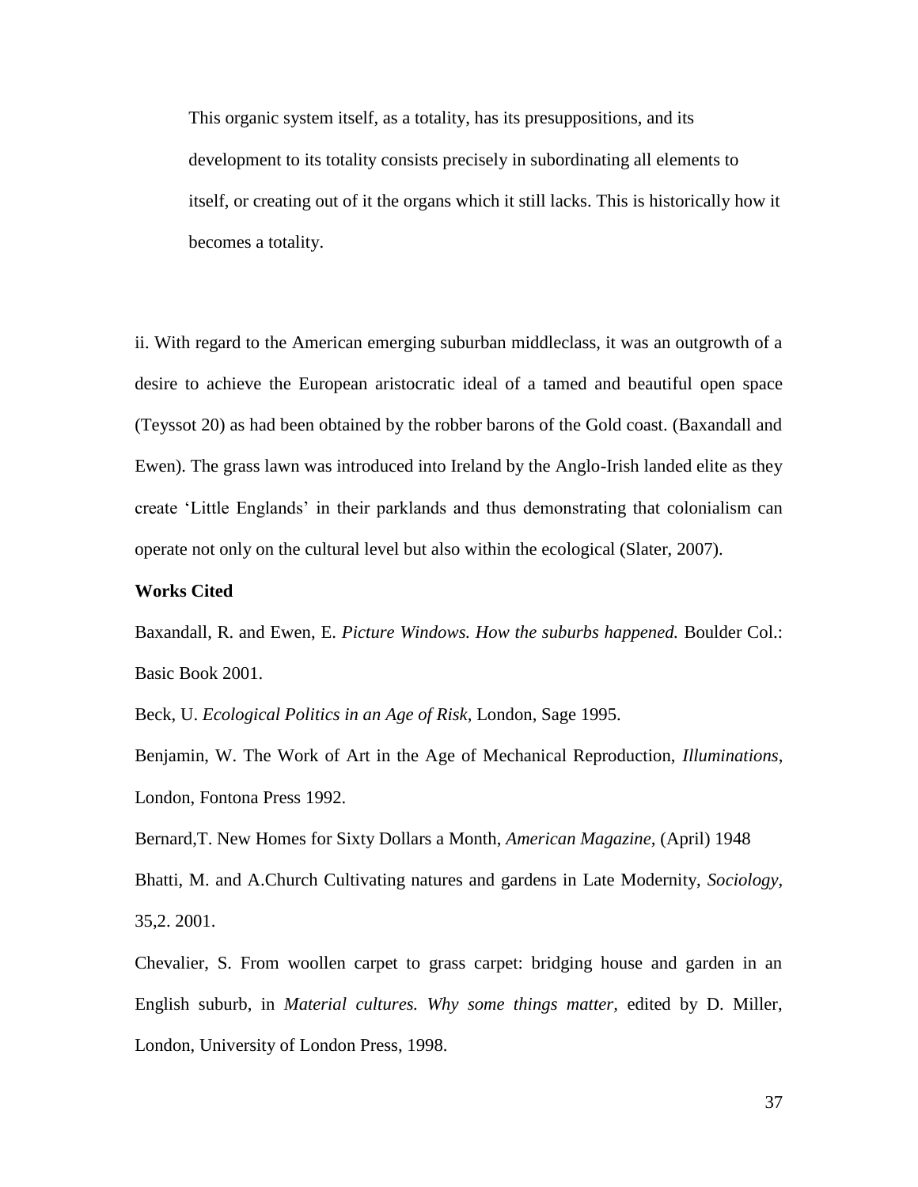> This organic system itself, as a totality, has its presuppositions, and its development to its totality consists precisely in subordinating all elements to itself, or creating out of it the organs which it still lacks. This is historically how it becomes a totality.

ii. With regard to the American emerging suburban middleclass, it was an outgrowth of a desire to achieve the European aristocratic ideal of a tamed and beautiful open space (Teyssot 20) as had been obtained by the robber barons of the Gold coast. (Baxandall and Ewen). The grass lawn was introduced into Ireland by the Anglo-Irish landed elite as they create 'Little Englands' in their parklands and thus demonstrating that colonialism can operate not only on the cultural level but also within the ecological (Slater, 2007).

**Works Cited**

Baxandall, R. and Ewen, E. *Picture Windows. How the suburbs happened.* Boulder Col.: Basic Book 2001.

Beck, U. *Ecological Politics in an Age of Risk,* London, Sage 1995.

Benjamin, W. The Work of Art in the Age of Mechanical Reproduction, *Illuminations*, London, Fontona Press 1992.

Bernard,T. New Homes for Sixty Dollars a Month, *American Magazine,* (April) 1948

Bhatti, M. and A.Church Cultivating natures and gardens in Late Modernity, *Sociology,* 35,2. 2001.

Chevalier, S. From woollen carpet to grass carpet: bridging house and garden in an English suburb, in *Material cultures. Why some things matter,* edited by D. Miller, London, University of London Press, 1998.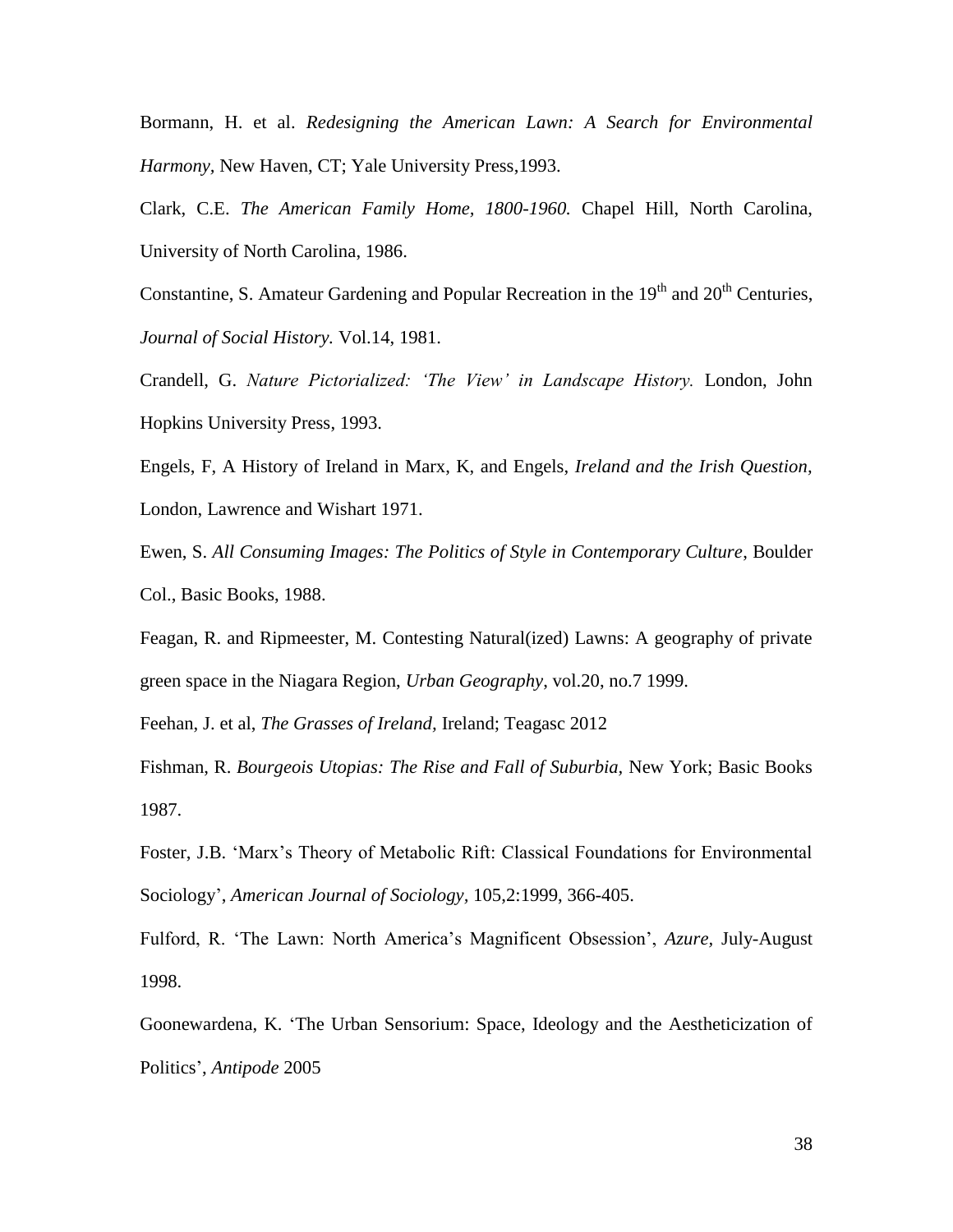Bormann, H. et al. *Redesigning the American Lawn: A Search for Environmental Harmony,* New Haven, CT; Yale University Press,1993.

Clark, C.E. *The American Family Home, 1800-1960.* Chapel Hill, North Carolina, University of North Carolina, 1986.

Constantine, S. Amateur Gardening and Popular Recreation in the 19th and 20th Centuries, *Journal of Social History.* Vol.14, 1981.

Crandell, G. *Nature Pictorialized: 'The View' in Landscape History.* London, John Hopkins University Press, 1993.

Engels, F, A History of Ireland in Marx, K, and Engels, *Ireland and the Irish Question,* London, Lawrence and Wishart 1971.

Ewen, S. *All Consuming Images: The Politics of Style in Contemporary Culture*, Boulder Col., Basic Books, 1988.

Feagan, R. and Ripmeester, M. Contesting Natural(ized) Lawns: A geography of private green space in the Niagara Region, *Urban Geography*, vol.20, no.7 1999.

Feehan, J. et al, *The Grasses of Ireland,* Ireland; Teagasc 2012

Fishman, R. *Bourgeois Utopias: The Rise and Fall of Suburbia,* New York; Basic Books 1987.

Foster, J.B. 'Marx's Theory of Metabolic Rift: Classical Foundations for Environmental Sociology', *American Journal of Sociology,* 105,2:1999, 366-405.

Fulford, R. 'The Lawn: North America's Magnificent Obsession', *Azure,* July-August 1998.

Goonewardena, K. 'The Urban Sensorium: Space, Ideology and the Aestheticization of Politics', *Antipode* 2005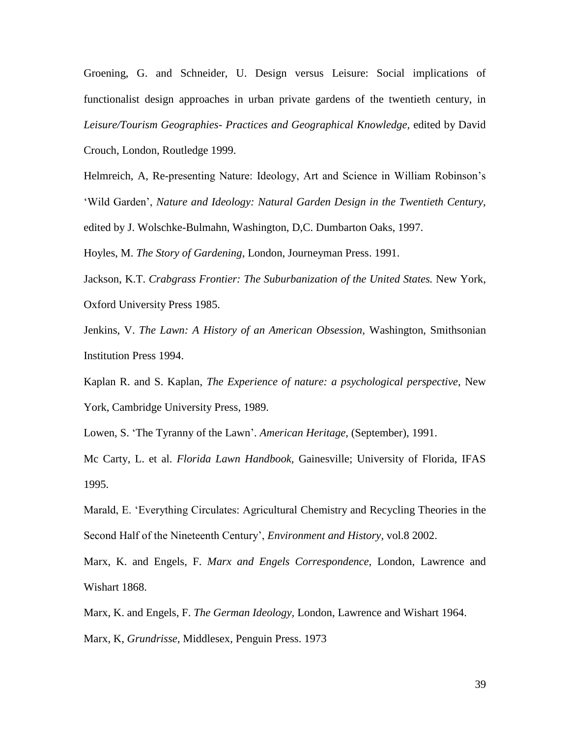Groening, G. and Schneider, U. Design versus Leisure: Social implications of functionalist design approaches in urban private gardens of the twentieth century, in *Leisure/Tourism Geographies- Practices and Geographical Knowledge,* edited by David Crouch, London, Routledge 1999.

Helmreich, A, Re-presenting Nature: Ideology, Art and Science in William Robinson's 'Wild Garden', *Nature and Ideology: Natural Garden Design in the Twentieth Century,* edited by J. Wolschke-Bulmahn, Washington, D,C. Dumbarton Oaks, 1997.

Hoyles, M. *The Story of Gardening*, London, Journeyman Press. 1991.

Jackson, K.T. *Crabgrass Frontier: The Suburbanization of the United States.* New York, Oxford University Press 1985.

Jenkins, V. *The Lawn: A History of an American Obsession,* Washington, Smithsonian Institution Press 1994.

Kaplan R. and S. Kaplan, *The Experience of nature: a psychological perspective*, New York, Cambridge University Press, 1989.

Lowen, S. 'The Tyranny of the Lawn'. *American Heritage,* (September), 1991.

Mc Carty, L. et al. *Florida Lawn Handbook,* Gainesville; University of Florida, IFAS 1995.

Marald, E. 'Everything Circulates: Agricultural Chemistry and Recycling Theories in the Second Half of the Nineteenth Century', *Environment and History,* vol.8 2002.

Marx, K. and Engels, F. *Marx and Engels Correspondence*, London, Lawrence and Wishart 1868.

Marx, K. and Engels, F. *The German Ideology,* London, Lawrence and Wishart 1964.

Marx, K, *Grundrisse,* Middlesex, Penguin Press. 1973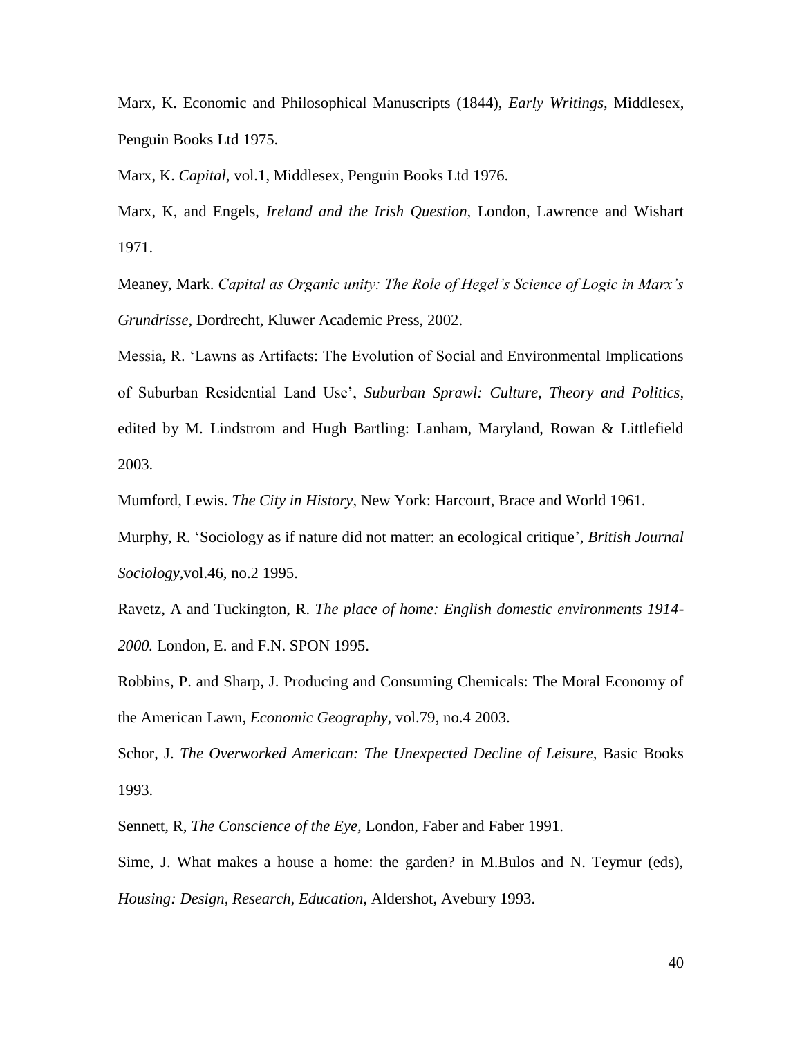Marx, K. Economic and Philosophical Manuscripts (1844), *Early Writings*, Middlesex, Penguin Books Ltd 1975.

Marx, K. *Capital*, vol.1, Middlesex, Penguin Books Ltd 1976.

Marx, K, and Engels, *Ireland and the Irish Question*, London, Lawrence and Wishart 1971.

Meaney, Mark. *Capital as Organic unity: The Role of Hegel's Science of Logic in Marx's Grundrisse*, Dordrecht, Kluwer Academic Press, 2002.

Messia, R. 'Lawns as Artifacts: The Evolution of Social and Environmental Implications of Suburban Residential Land Use', *Suburban Sprawl: Culture, Theory and Politics*, edited by M. Lindstrom and Hugh Bartling: Lanham, Maryland, Rowan & Littlefield 2003.

Mumford, Lewis. *The City in History*, New York: Harcourt, Brace and World 1961.

Murphy, R. 'Sociology as if nature did not matter: an ecological critique', *British Journal Sociology*,vol.46, no.2 1995.

Ravetz, A and Tuckington, R. *The place of home: English domestic environments 1914-2000.* London, E. and F.N. SPON 1995.

Robbins, P. and Sharp, J. Producing and Consuming Chemicals: The Moral Economy of the American Lawn, *Economic Geography*, vol.79, no.4 2003.

Schor, J. *The Overworked American: The Unexpected Decline of Leisure,* Basic Books 1993.

Sennett, R, *The Conscience of the Eye,* London, Faber and Faber 1991.

Sime, J. What makes a house a home: the garden? in M.Bulos and N. Teymur (eds), *Housing: Design, Research, Education,* Aldershot, Avebury 1993.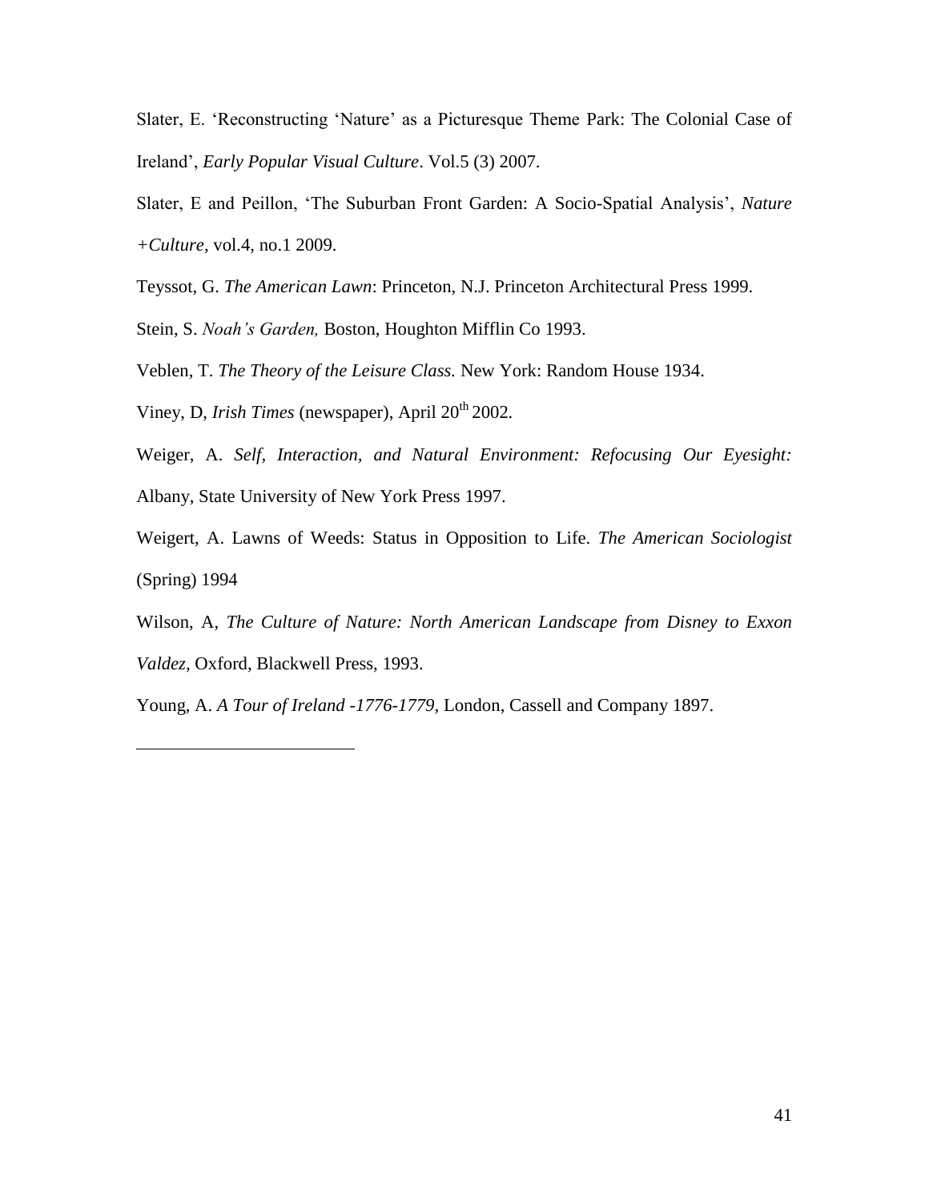Slater, E. 'Reconstructing 'Nature' as a Picturesque Theme Park: The Colonial Case of Ireland', *Early Popular Visual Culture*. Vol.5 (3) 2007.

Slater, E and Peillon, 'The Suburban Front Garden: A Socio-Spatial Analysis', *Nature +Culture*, vol.4, no.1 2009.

Teyssot, G. *The American Lawn*: Princeton, N.J. Princeton Architectural Press 1999.

Stein, S. *Noah's Garden,* Boston, Houghton Mifflin Co 1993.

Veblen, T. *The Theory of the Leisure Class.* New York: Random House 1934.

Viney, D, *Irish Times* (newspaper), April 20th 2002.

Weiger, A. *Self, Interaction, and Natural Environment: Refocusing Our Eyesight:* Albany, State University of New York Press 1997.

Weigert, A. Lawns of Weeds: Status in Opposition to Life. *The American Sociologist* (Spring) 1994

Wilson, A, *The Culture of Nature: North American Landscape from Disney to Exxon Valdez,* Oxford, Blackwell Press, 1993.

Young, A. *A Tour of Ireland -1776-1779,* London, Cassell and Company 1897.